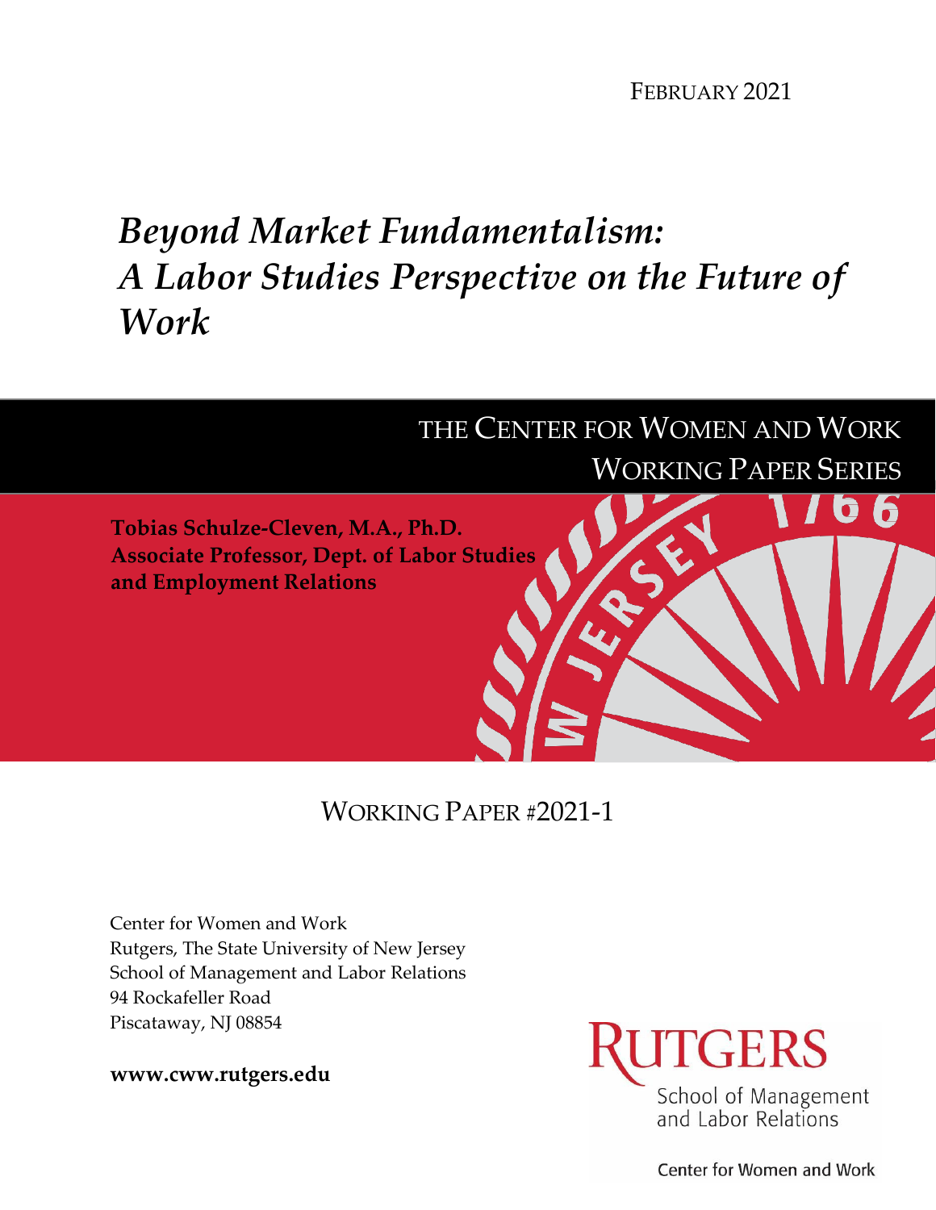FEBRUARY 2021

# *Beyond Market Fundamentalism: A Labor Studies Perspective on the Future of Work*

THE CENTER FOR WOMEN AND WORK
WORKING PAPER SERIES

**Tobias Schulze-Cleven, M.A., Ph.D.**
**Associate Professor, Dept. of Labor Studies and Employment Relations**

WORKING PAPER #2021-1

Center for Women and Work
Rutgers, The State University of New Jersey
School of Management and Labor Relations
94 Rockafeller Road
Piscataway, NJ 08854

**www.cww.rutgers.edu**

RUTGERS
School of Management and Labor Relations

Center for Women and Work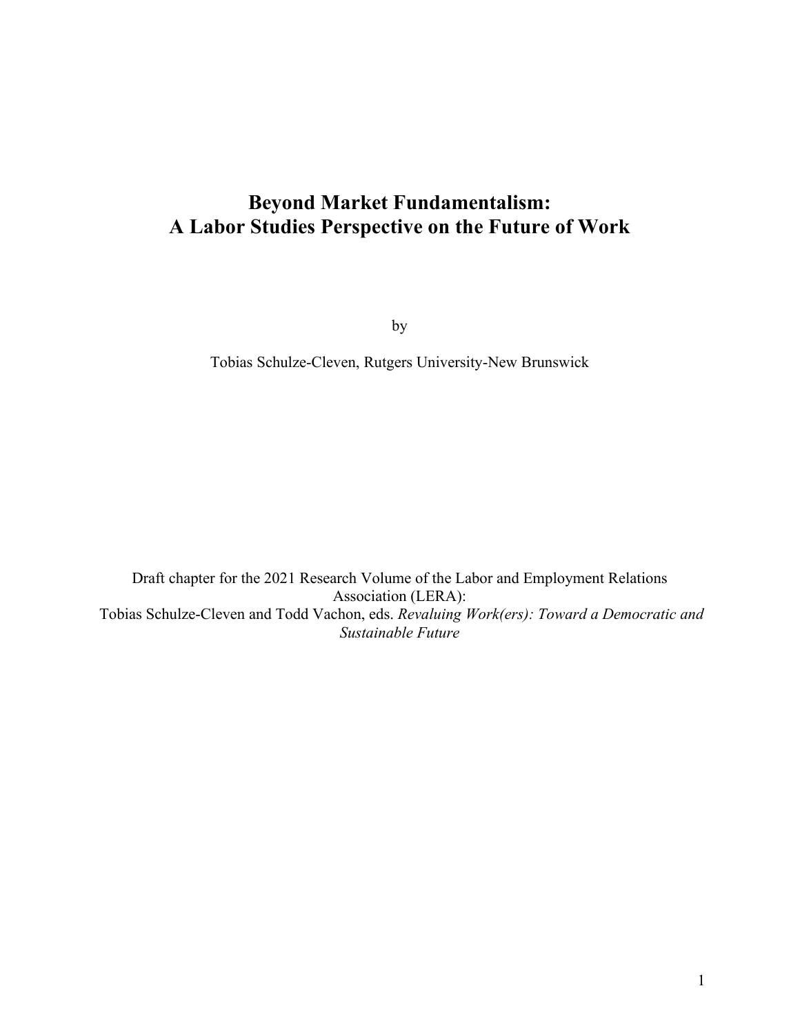# Beyond Market Fundamentalism: A Labor Studies Perspective on the Future of Work

by

Tobias Schulze-Cleven, Rutgers University-New Brunswick

Draft chapter for the 2021 Research Volume of the Labor and Employment Relations Association (LERA):
Tobias Schulze-Cleven and Todd Vachon, eds. *Revaluing Work(ers): Toward a Democratic and Sustainable Future*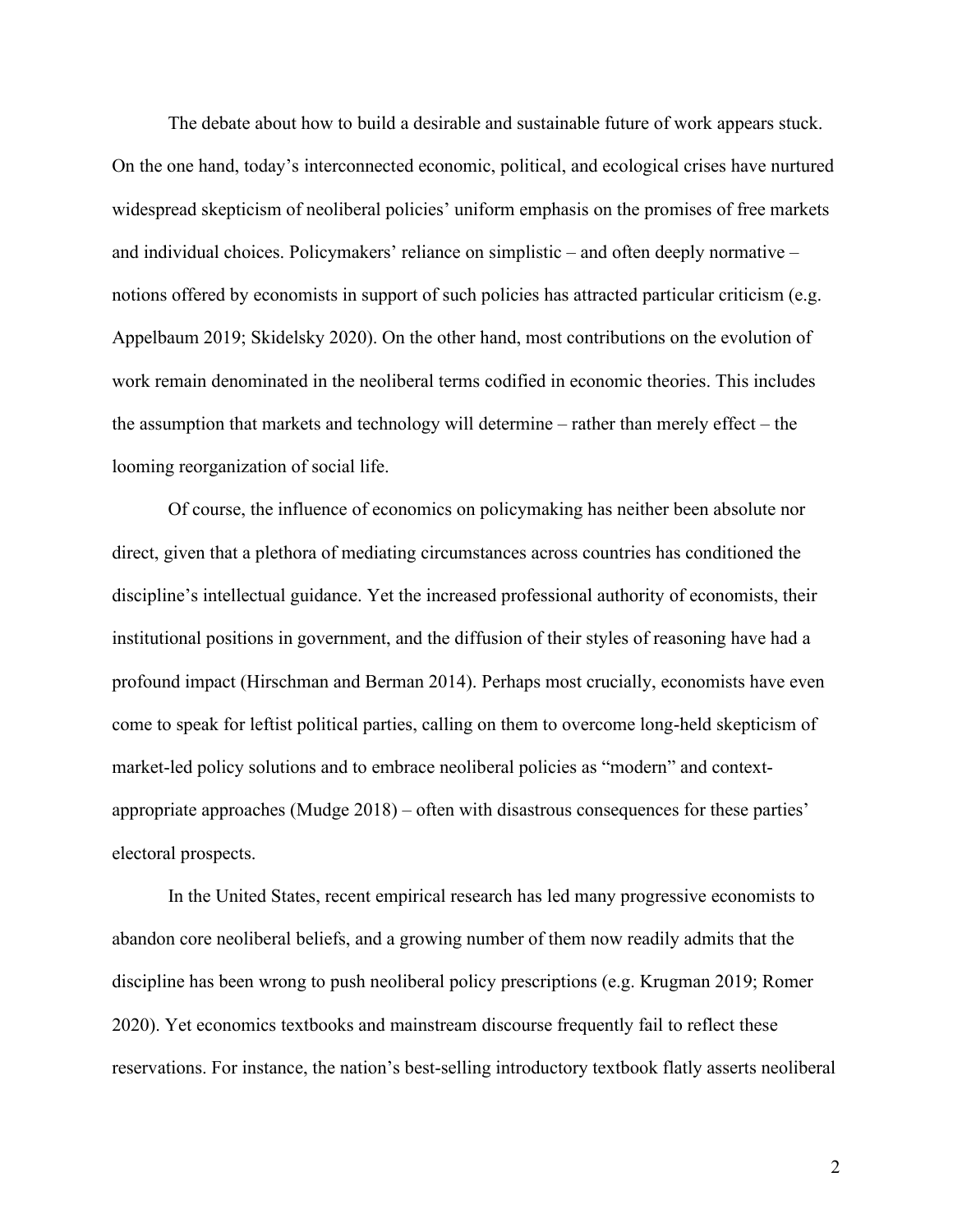The debate about how to build a desirable and sustainable future of work appears stuck. On the one hand, today's interconnected economic, political, and ecological crises have nurtured widespread skepticism of neoliberal policies' uniform emphasis on the promises of free markets and individual choices. Policymakers' reliance on simplistic – and often deeply normative – notions offered by economists in support of such policies has attracted particular criticism (e.g. Appelbaum 2019; Skidelsky 2020). On the other hand, most contributions on the evolution of work remain denominated in the neoliberal terms codified in economic theories. This includes the assumption that markets and technology will determine – rather than merely effect – the looming reorganization of social life.

Of course, the influence of economics on policymaking has neither been absolute nor direct, given that a plethora of mediating circumstances across countries has conditioned the discipline's intellectual guidance. Yet the increased professional authority of economists, their institutional positions in government, and the diffusion of their styles of reasoning have had a profound impact (Hirschman and Berman 2014). Perhaps most crucially, economists have even come to speak for leftist political parties, calling on them to overcome long-held skepticism of market-led policy solutions and to embrace neoliberal policies as "modern" and context-appropriate approaches (Mudge 2018) – often with disastrous consequences for these parties' electoral prospects.

In the United States, recent empirical research has led many progressive economists to abandon core neoliberal beliefs, and a growing number of them now readily admits that the discipline has been wrong to push neoliberal policy prescriptions (e.g. Krugman 2019; Romer 2020). Yet economics textbooks and mainstream discourse frequently fail to reflect these reservations. For instance, the nation's best-selling introductory textbook flatly asserts neoliberal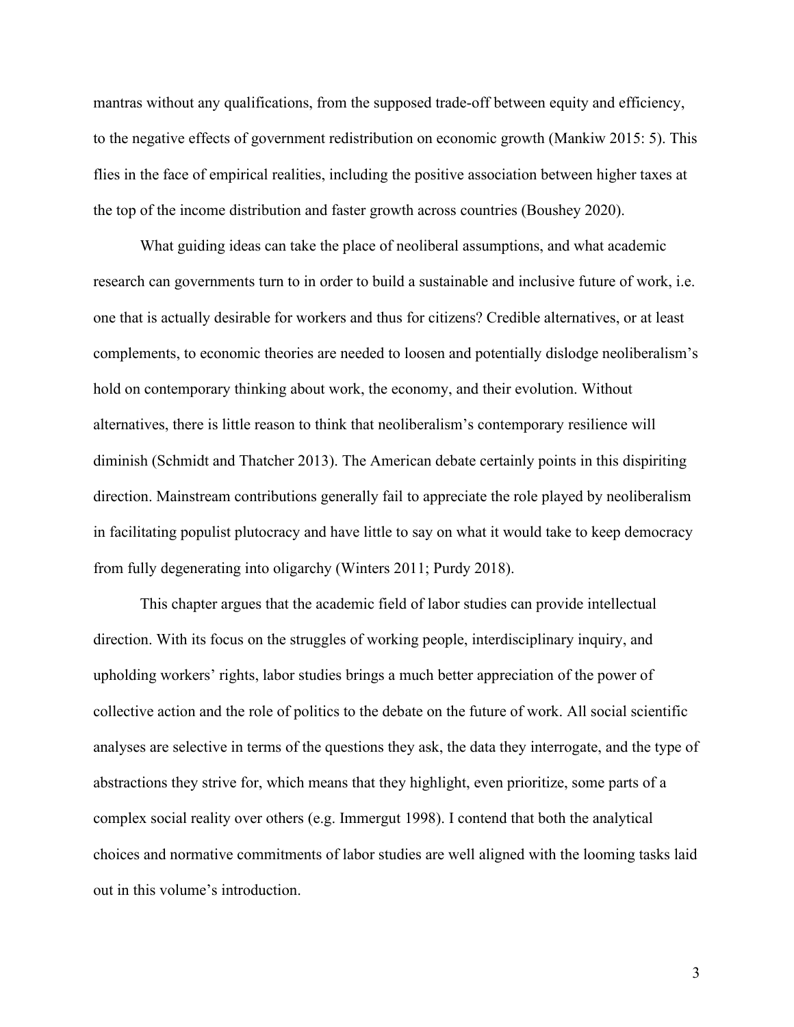mantras without any qualifications, from the supposed trade-off between equity and efficiency, to the negative effects of government redistribution on economic growth (Mankiw 2015: 5). This flies in the face of empirical realities, including the positive association between higher taxes at the top of the income distribution and faster growth across countries (Boushey 2020).

What guiding ideas can take the place of neoliberal assumptions, and what academic research can governments turn to in order to build a sustainable and inclusive future of work, i.e. one that is actually desirable for workers and thus for citizens? Credible alternatives, or at least complements, to economic theories are needed to loosen and potentially dislodge neoliberalism's hold on contemporary thinking about work, the economy, and their evolution. Without alternatives, there is little reason to think that neoliberalism's contemporary resilience will diminish (Schmidt and Thatcher 2013). The American debate certainly points in this dispiriting direction. Mainstream contributions generally fail to appreciate the role played by neoliberalism in facilitating populist plutocracy and have little to say on what it would take to keep democracy from fully degenerating into oligarchy (Winters 2011; Purdy 2018).

This chapter argues that the academic field of labor studies can provide intellectual direction. With its focus on the struggles of working people, interdisciplinary inquiry, and upholding workers' rights, labor studies brings a much better appreciation of the power of collective action and the role of politics to the debate on the future of work. All social scientific analyses are selective in terms of the questions they ask, the data they interrogate, and the type of abstractions they strive for, which means that they highlight, even prioritize, some parts of a complex social reality over others (e.g. Immergut 1998). I contend that both the analytical choices and normative commitments of labor studies are well aligned with the looming tasks laid out in this volume's introduction.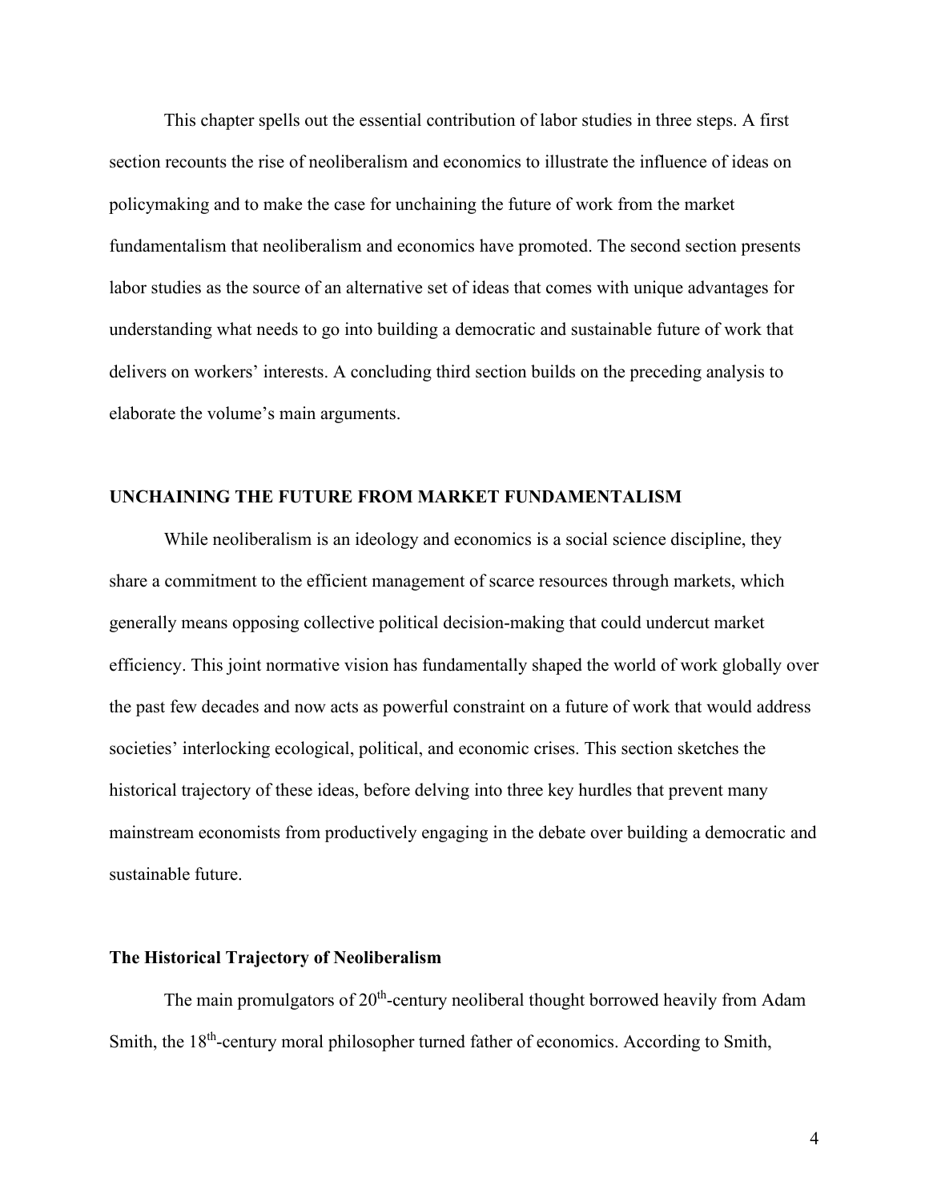This chapter spells out the essential contribution of labor studies in three steps. A first section recounts the rise of neoliberalism and economics to illustrate the influence of ideas on policymaking and to make the case for unchaining the future of work from the market fundamentalism that neoliberalism and economics have promoted. The second section presents labor studies as the source of an alternative set of ideas that comes with unique advantages for understanding what needs to go into building a democratic and sustainable future of work that delivers on workers' interests. A concluding third section builds on the preceding analysis to elaborate the volume's main arguments.

## UNCHAINING THE FUTURE FROM MARKET FUNDAMENTALISM

While neoliberalism is an ideology and economics is a social science discipline, they share a commitment to the efficient management of scarce resources through markets, which generally means opposing collective political decision-making that could undercut market efficiency. This joint normative vision has fundamentally shaped the world of work globally over the past few decades and now acts as powerful constraint on a future of work that would address societies' interlocking ecological, political, and economic crises. This section sketches the historical trajectory of these ideas, before delving into three key hurdles that prevent many mainstream economists from productively engaging in the debate over building a democratic and sustainable future.

### The Historical Trajectory of Neoliberalism

The main promulgators of 20th-century neoliberal thought borrowed heavily from Adam Smith, the 18th-century moral philosopher turned father of economics. According to Smith,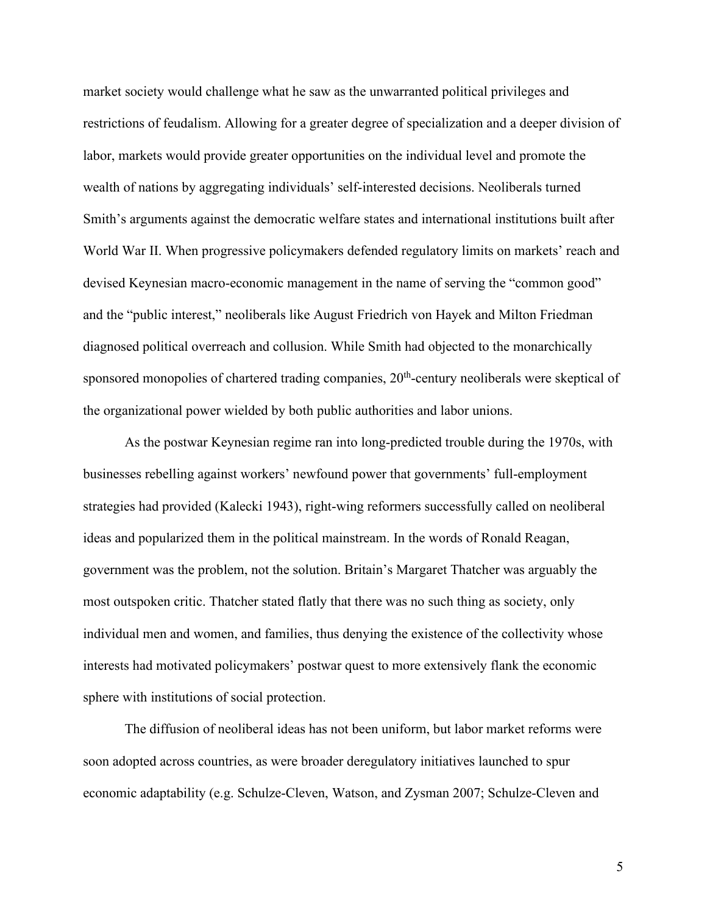market society would challenge what he saw as the unwarranted political privileges and restrictions of feudalism. Allowing for a greater degree of specialization and a deeper division of labor, markets would provide greater opportunities on the individual level and promote the wealth of nations by aggregating individuals' self-interested decisions. Neoliberals turned Smith's arguments against the democratic welfare states and international institutions built after World War II. When progressive policymakers defended regulatory limits on markets' reach and devised Keynesian macro-economic management in the name of serving the "common good" and the "public interest," neoliberals like August Friedrich von Hayek and Milton Friedman diagnosed political overreach and collusion. While Smith had objected to the monarchically sponsored monopolies of chartered trading companies, 20th-century neoliberals were skeptical of the organizational power wielded by both public authorities and labor unions.

As the postwar Keynesian regime ran into long-predicted trouble during the 1970s, with businesses rebelling against workers' newfound power that governments' full-employment strategies had provided (Kalecki 1943), right-wing reformers successfully called on neoliberal ideas and popularized them in the political mainstream. In the words of Ronald Reagan, government was the problem, not the solution. Britain's Margaret Thatcher was arguably the most outspoken critic. Thatcher stated flatly that there was no such thing as society, only individual men and women, and families, thus denying the existence of the collectivity whose interests had motivated policymakers' postwar quest to more extensively flank the economic sphere with institutions of social protection.

The diffusion of neoliberal ideas has not been uniform, but labor market reforms were soon adopted across countries, as were broader deregulatory initiatives launched to spur economic adaptability (e.g. Schulze-Cleven, Watson, and Zysman 2007; Schulze-Cleven and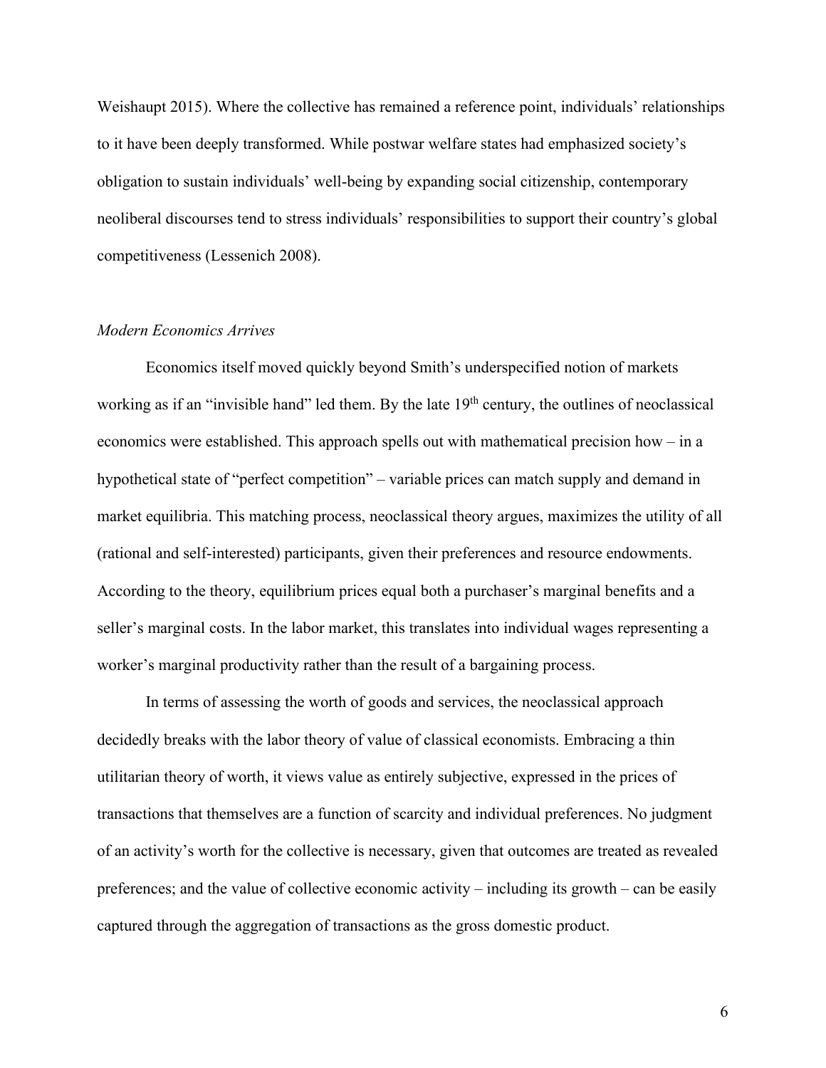Weishaupt 2015). Where the collective has remained a reference point, individuals' relationships to it have been deeply transformed. While postwar welfare states had emphasized society's obligation to sustain individuals' well-being by expanding social citizenship, contemporary neoliberal discourses tend to stress individuals' responsibilities to support their country's global competitiveness (Lessenich 2008).

### *Modern Economics Arrives*

Economics itself moved quickly beyond Smith's underspecified notion of markets working as if an "invisible hand" led them. By the late 19th century, the outlines of neoclassical economics were established. This approach spells out with mathematical precision how – in a hypothetical state of "perfect competition" – variable prices can match supply and demand in market equilibria. This matching process, neoclassical theory argues, maximizes the utility of all (rational and self-interested) participants, given their preferences and resource endowments. According to the theory, equilibrium prices equal both a purchaser's marginal benefits and a seller's marginal costs. In the labor market, this translates into individual wages representing a worker's marginal productivity rather than the result of a bargaining process.

In terms of assessing the worth of goods and services, the neoclassical approach decidedly breaks with the labor theory of value of classical economists. Embracing a thin utilitarian theory of worth, it views value as entirely subjective, expressed in the prices of transactions that themselves are a function of scarcity and individual preferences. No judgment of an activity's worth for the collective is necessary, given that outcomes are treated as revealed preferences; and the value of collective economic activity – including its growth – can be easily captured through the aggregation of transactions as the gross domestic product.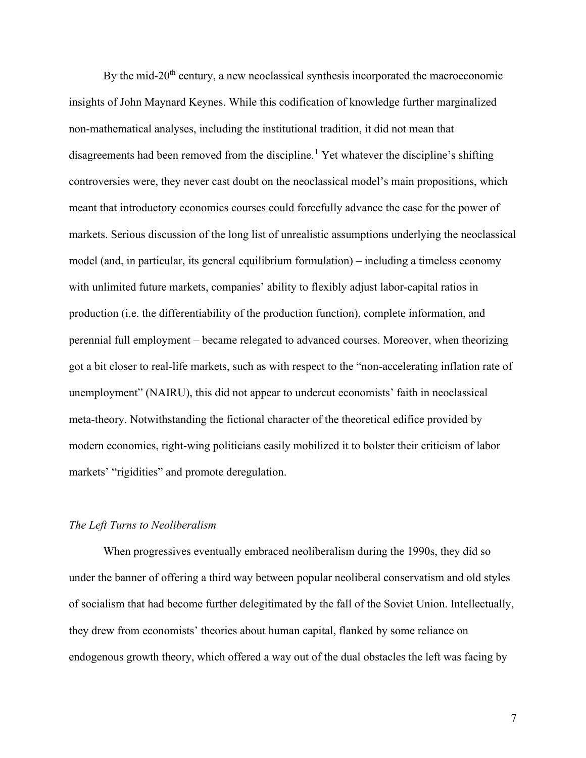By the mid-20th century, a new neoclassical synthesis incorporated the macroeconomic insights of John Maynard Keynes. While this codification of knowledge further marginalized non-mathematical analyses, including the institutional tradition, it did not mean that disagreements had been removed from the discipline.[1] Yet whatever the discipline's shifting controversies were, they never cast doubt on the neoclassical model's main propositions, which meant that introductory economics courses could forcefully advance the case for the power of markets. Serious discussion of the long list of unrealistic assumptions underlying the neoclassical model (and, in particular, its general equilibrium formulation) – including a timeless economy with unlimited future markets, companies' ability to flexibly adjust labor-capital ratios in production (i.e. the differentiability of the production function), complete information, and perennial full employment – became relegated to advanced courses. Moreover, when theorizing got a bit closer to real-life markets, such as with respect to the "non-accelerating inflation rate of unemployment" (NAIRU), this did not appear to undercut economists' faith in neoclassical meta-theory. Notwithstanding the fictional character of the theoretical edifice provided by modern economics, right-wing politicians easily mobilized it to bolster their criticism of labor markets' "rigidities" and promote deregulation.

### *The Left Turns to Neoliberalism*

When progressives eventually embraced neoliberalism during the 1990s, they did so under the banner of offering a third way between popular neoliberal conservatism and old styles of socialism that had become further delegitimated by the fall of the Soviet Union. Intellectually, they drew from economists' theories about human capital, flanked by some reliance on endogenous growth theory, which offered a way out of the dual obstacles the left was facing by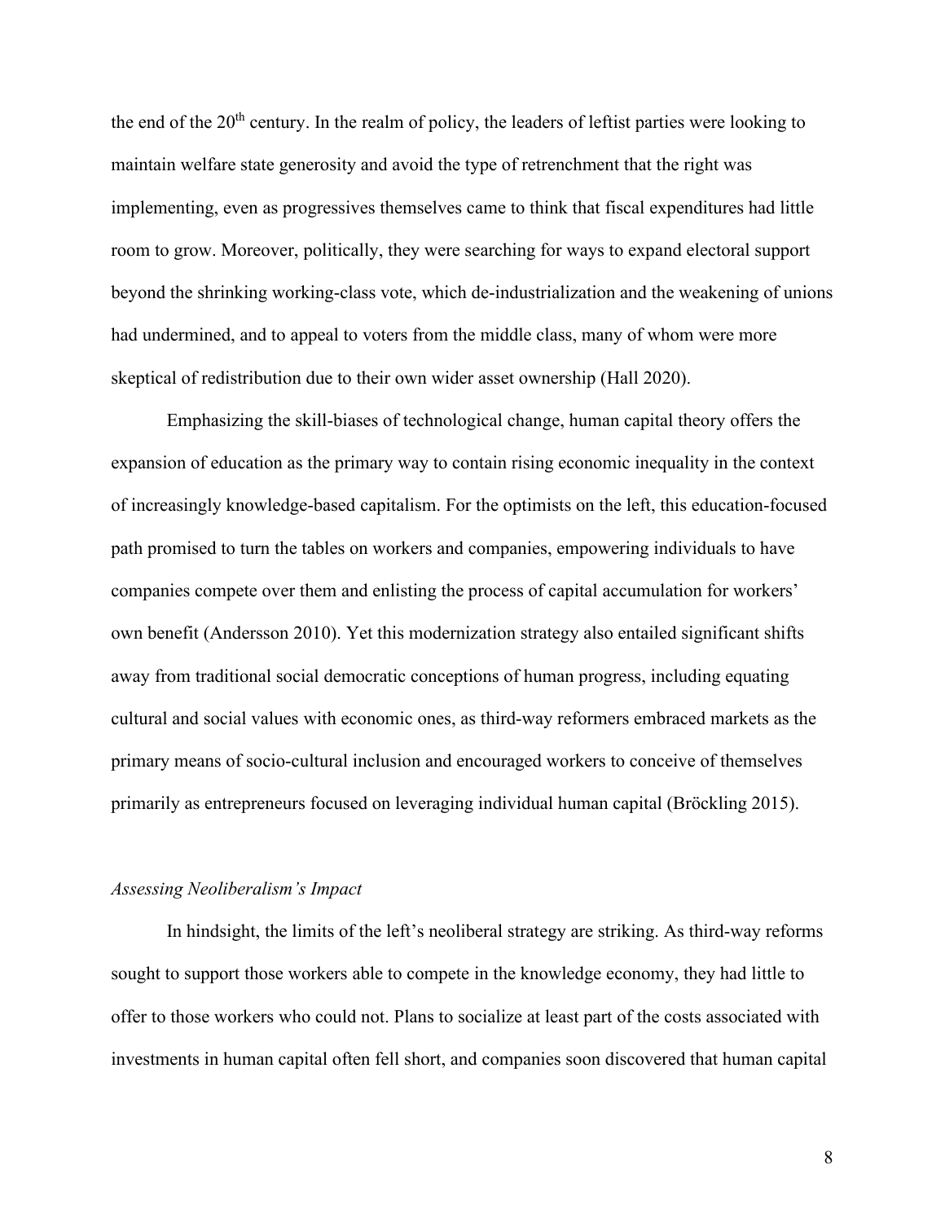the end of the 20th century. In the realm of policy, the leaders of leftist parties were looking to maintain welfare state generosity and avoid the type of retrenchment that the right was implementing, even as progressives themselves came to think that fiscal expenditures had little room to grow. Moreover, politically, they were searching for ways to expand electoral support beyond the shrinking working-class vote, which de-industrialization and the weakening of unions had undermined, and to appeal to voters from the middle class, many of whom were more skeptical of redistribution due to their own wider asset ownership (Hall 2020).

Emphasizing the skill-biases of technological change, human capital theory offers the expansion of education as the primary way to contain rising economic inequality in the context of increasingly knowledge-based capitalism. For the optimists on the left, this education-focused path promised to turn the tables on workers and companies, empowering individuals to have companies compete over them and enlisting the process of capital accumulation for workers' own benefit (Andersson 2010). Yet this modernization strategy also entailed significant shifts away from traditional social democratic conceptions of human progress, including equating cultural and social values with economic ones, as third-way reformers embraced markets as the primary means of socio-cultural inclusion and encouraged workers to conceive of themselves primarily as entrepreneurs focused on leveraging individual human capital (Bröckling 2015).

### *Assessing Neoliberalism's Impact*

In hindsight, the limits of the left's neoliberal strategy are striking. As third-way reforms sought to support those workers able to compete in the knowledge economy, they had little to offer to those workers who could not. Plans to socialize at least part of the costs associated with investments in human capital often fell short, and companies soon discovered that human capital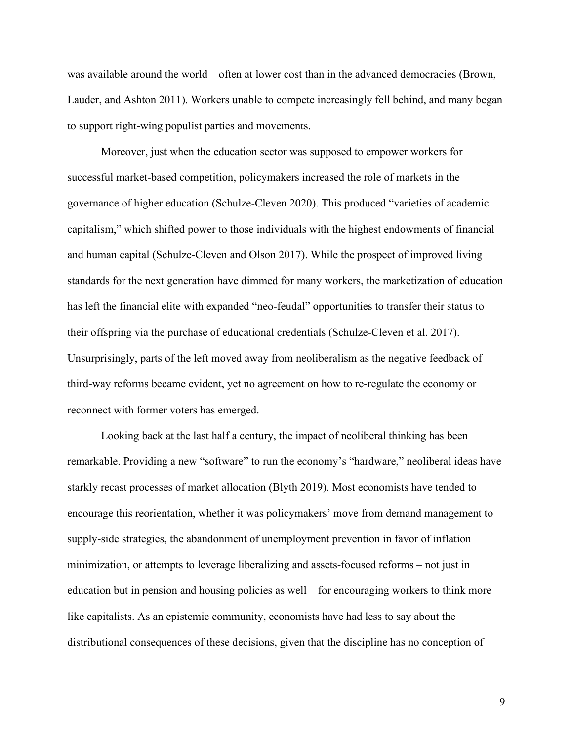was available around the world – often at lower cost than in the advanced democracies (Brown, Lauder, and Ashton 2011). Workers unable to compete increasingly fell behind, and many began to support right-wing populist parties and movements.

Moreover, just when the education sector was supposed to empower workers for successful market-based competition, policymakers increased the role of markets in the governance of higher education (Schulze-Cleven 2020). This produced "varieties of academic capitalism," which shifted power to those individuals with the highest endowments of financial and human capital (Schulze-Cleven and Olson 2017). While the prospect of improved living standards for the next generation have dimmed for many workers, the marketization of education has left the financial elite with expanded "neo-feudal" opportunities to transfer their status to their offspring via the purchase of educational credentials (Schulze-Cleven et al. 2017). Unsurprisingly, parts of the left moved away from neoliberalism as the negative feedback of third-way reforms became evident, yet no agreement on how to re-regulate the economy or reconnect with former voters has emerged.

Looking back at the last half a century, the impact of neoliberal thinking has been remarkable. Providing a new "software" to run the economy's "hardware," neoliberal ideas have starkly recast processes of market allocation (Blyth 2019). Most economists have tended to encourage this reorientation, whether it was policymakers' move from demand management to supply-side strategies, the abandonment of unemployment prevention in favor of inflation minimization, or attempts to leverage liberalizing and assets-focused reforms – not just in education but in pension and housing policies as well – for encouraging workers to think more like capitalists. As an epistemic community, economists have had less to say about the distributional consequences of these decisions, given that the discipline has no conception of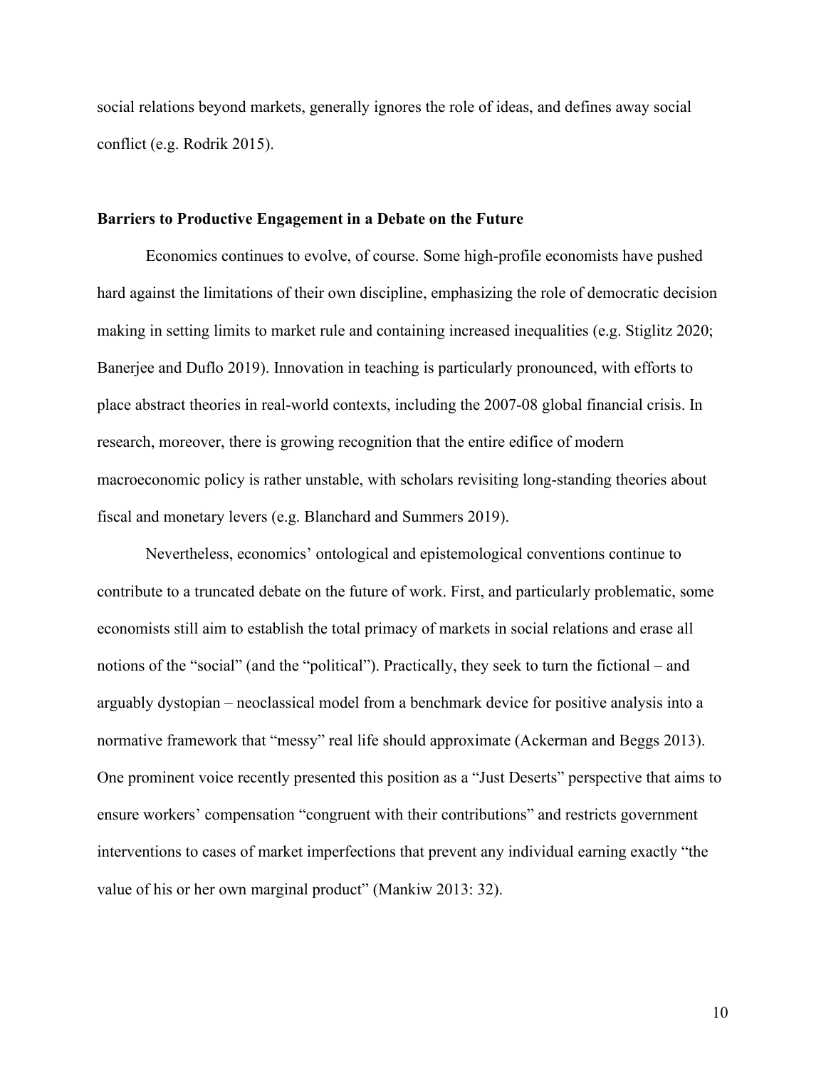social relations beyond markets, generally ignores the role of ideas, and defines away social conflict (e.g. Rodrik 2015).

### Barriers to Productive Engagement in a Debate on the Future

Economics continues to evolve, of course. Some high-profile economists have pushed hard against the limitations of their own discipline, emphasizing the role of democratic decision making in setting limits to market rule and containing increased inequalities (e.g. Stiglitz 2020; Banerjee and Duflo 2019). Innovation in teaching is particularly pronounced, with efforts to place abstract theories in real-world contexts, including the 2007-08 global financial crisis. In research, moreover, there is growing recognition that the entire edifice of modern macroeconomic policy is rather unstable, with scholars revisiting long-standing theories about fiscal and monetary levers (e.g. Blanchard and Summers 2019).

Nevertheless, economics' ontological and epistemological conventions continue to contribute to a truncated debate on the future of work. First, and particularly problematic, some economists still aim to establish the total primacy of markets in social relations and erase all notions of the "social" (and the "political"). Practically, they seek to turn the fictional – and arguably dystopian – neoclassical model from a benchmark device for positive analysis into a normative framework that "messy" real life should approximate (Ackerman and Beggs 2013). One prominent voice recently presented this position as a "Just Deserts" perspective that aims to ensure workers' compensation "congruent with their contributions" and restricts government interventions to cases of market imperfections that prevent any individual earning exactly "the value of his or her own marginal product" (Mankiw 2013: 32).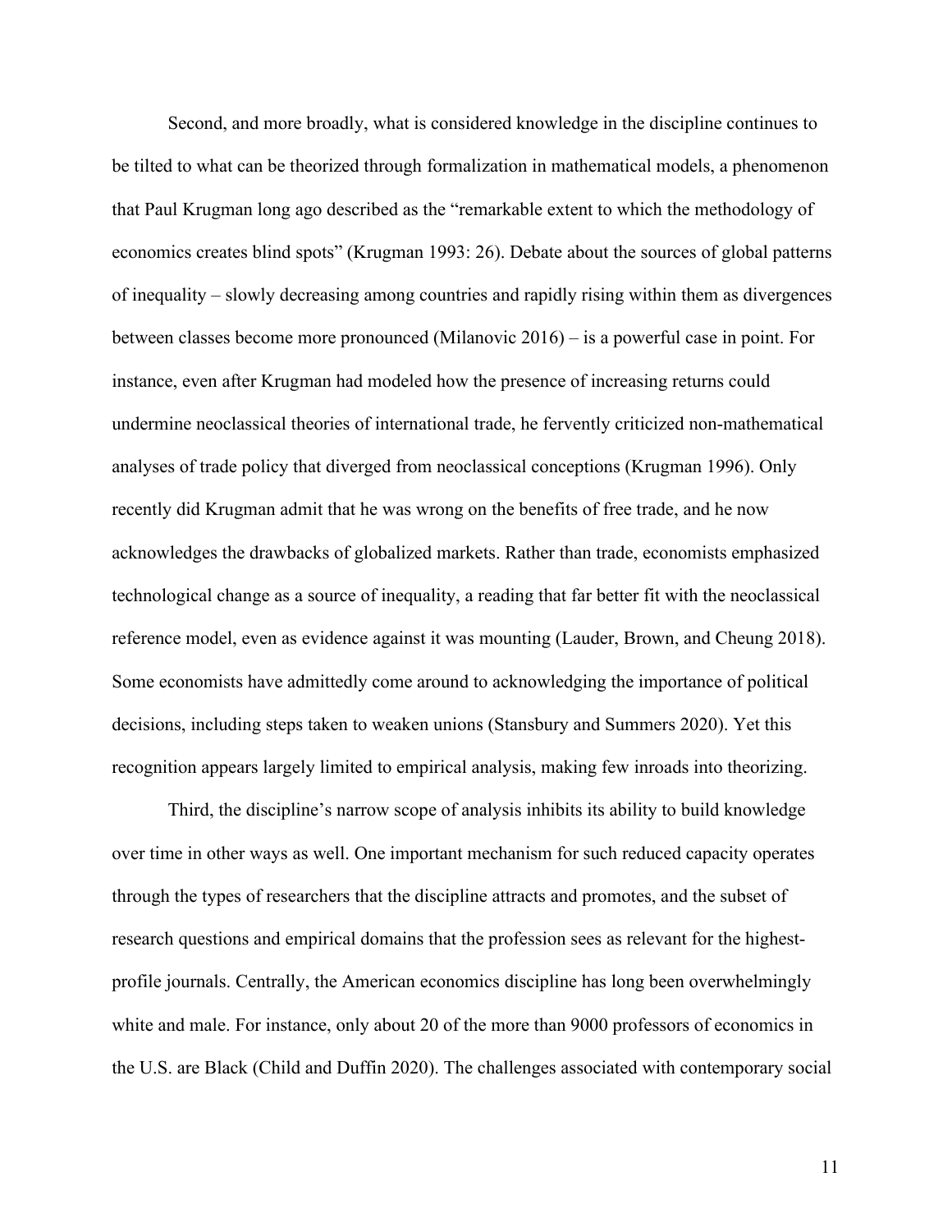Second, and more broadly, what is considered knowledge in the discipline continues to be tilted to what can be theorized through formalization in mathematical models, a phenomenon that Paul Krugman long ago described as the "remarkable extent to which the methodology of economics creates blind spots" (Krugman 1993: 26). Debate about the sources of global patterns of inequality – slowly decreasing among countries and rapidly rising within them as divergences between classes become more pronounced (Milanovic 2016) – is a powerful case in point. For instance, even after Krugman had modeled how the presence of increasing returns could undermine neoclassical theories of international trade, he fervently criticized non-mathematical analyses of trade policy that diverged from neoclassical conceptions (Krugman 1996). Only recently did Krugman admit that he was wrong on the benefits of free trade, and he now acknowledges the drawbacks of globalized markets. Rather than trade, economists emphasized technological change as a source of inequality, a reading that far better fit with the neoclassical reference model, even as evidence against it was mounting (Lauder, Brown, and Cheung 2018). Some economists have admittedly come around to acknowledging the importance of political decisions, including steps taken to weaken unions (Stansbury and Summers 2020). Yet this recognition appears largely limited to empirical analysis, making few inroads into theorizing.

Third, the discipline's narrow scope of analysis inhibits its ability to build knowledge over time in other ways as well. One important mechanism for such reduced capacity operates through the types of researchers that the discipline attracts and promotes, and the subset of research questions and empirical domains that the profession sees as relevant for the highest-profile journals. Centrally, the American economics discipline has long been overwhelmingly white and male. For instance, only about 20 of the more than 9000 professors of economics in the U.S. are Black (Child and Duffin 2020). The challenges associated with contemporary social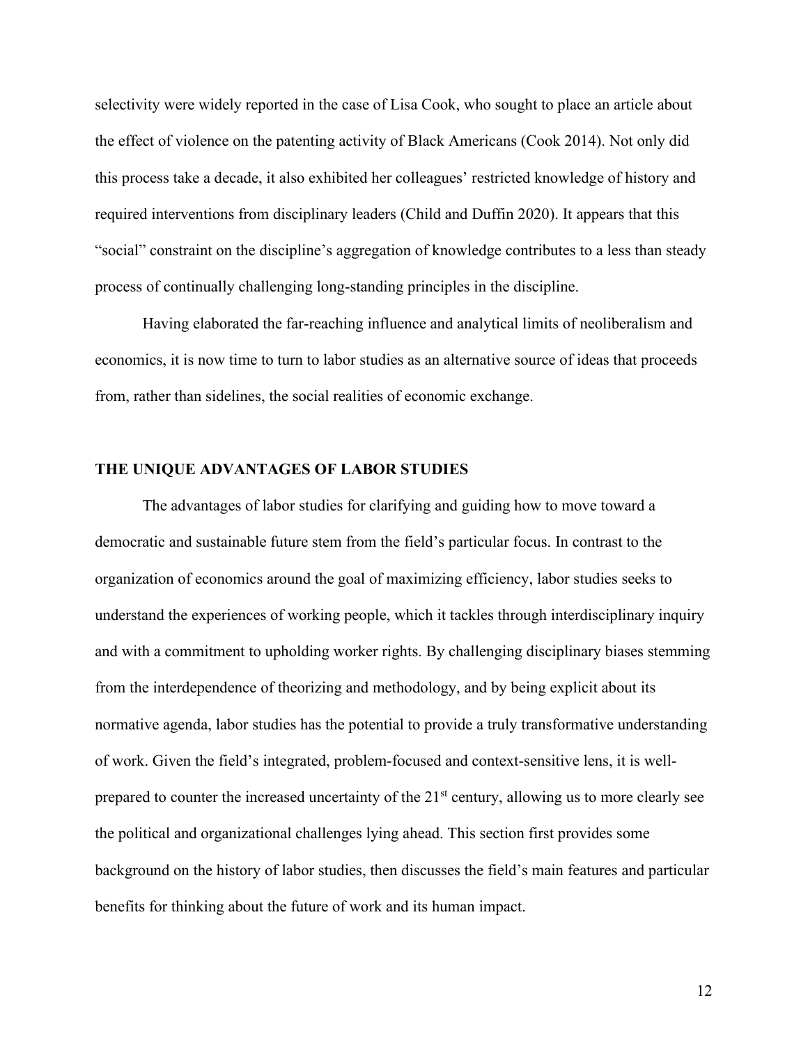selectivity were widely reported in the case of Lisa Cook, who sought to place an article about the effect of violence on the patenting activity of Black Americans (Cook 2014). Not only did this process take a decade, it also exhibited her colleagues' restricted knowledge of history and required interventions from disciplinary leaders (Child and Duffin 2020). It appears that this "social" constraint on the discipline's aggregation of knowledge contributes to a less than steady process of continually challenging long-standing principles in the discipline.

Having elaborated the far-reaching influence and analytical limits of neoliberalism and economics, it is now time to turn to labor studies as an alternative source of ideas that proceeds from, rather than sidelines, the social realities of economic exchange.

## THE UNIQUE ADVANTAGES OF LABOR STUDIES

The advantages of labor studies for clarifying and guiding how to move toward a democratic and sustainable future stem from the field's particular focus. In contrast to the organization of economics around the goal of maximizing efficiency, labor studies seeks to understand the experiences of working people, which it tackles through interdisciplinary inquiry and with a commitment to upholding worker rights. By challenging disciplinary biases stemming from the interdependence of theorizing and methodology, and by being explicit about its normative agenda, labor studies has the potential to provide a truly transformative understanding of work. Given the field's integrated, problem-focused and context-sensitive lens, it is well-prepared to counter the increased uncertainty of the 21st century, allowing us to more clearly see the political and organizational challenges lying ahead. This section first provides some background on the history of labor studies, then discusses the field's main features and particular benefits for thinking about the future of work and its human impact.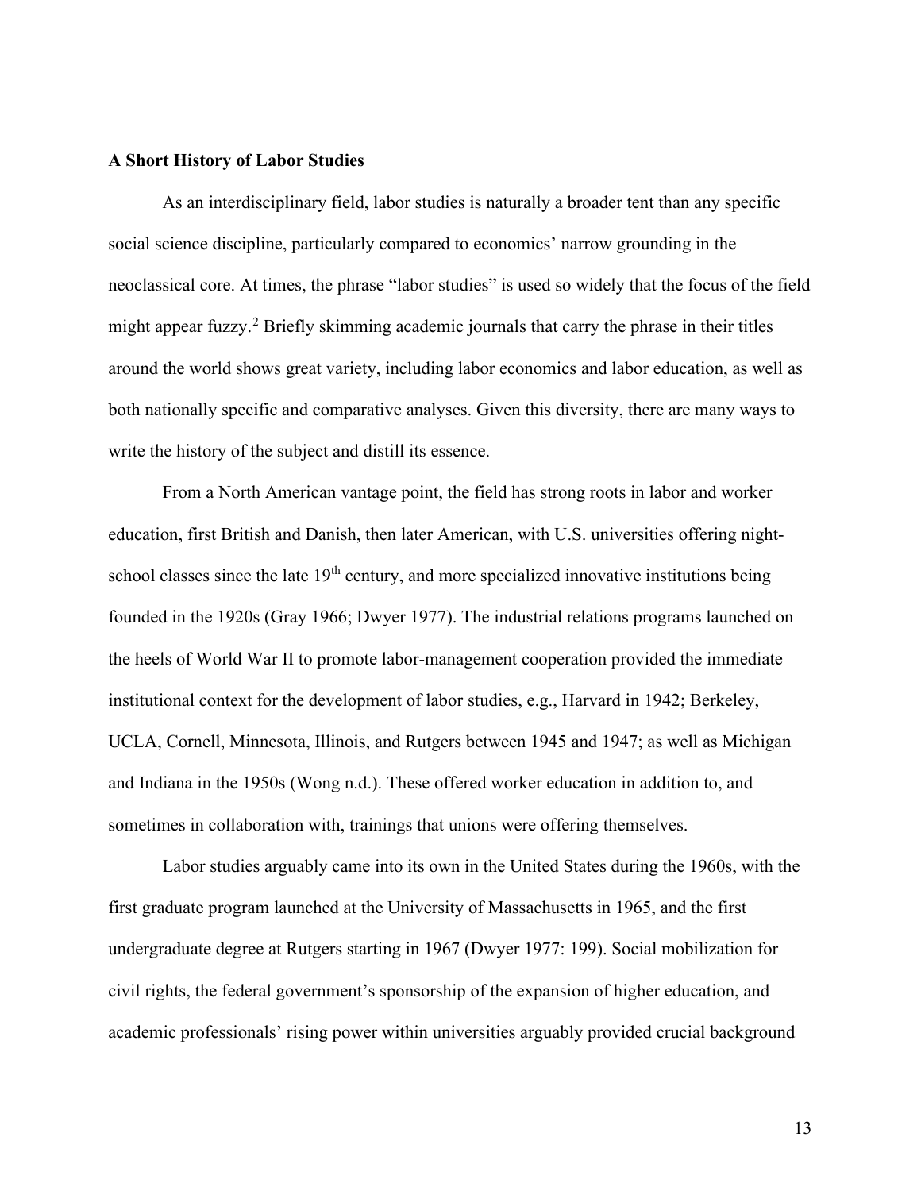**A Short History of Labor Studies**

As an interdisciplinary field, labor studies is naturally a broader tent than any specific social science discipline, particularly compared to economics' narrow grounding in the neoclassical core. At times, the phrase "labor studies" is used so widely that the focus of the field might appear fuzzy.[2] Briefly skimming academic journals that carry the phrase in their titles around the world shows great variety, including labor economics and labor education, as well as both nationally specific and comparative analyses. Given this diversity, there are many ways to write the history of the subject and distill its essence.

From a North American vantage point, the field has strong roots in labor and worker education, first British and Danish, then later American, with U.S. universities offering night-school classes since the late 19th century, and more specialized innovative institutions being founded in the 1920s (Gray 1966; Dwyer 1977). The industrial relations programs launched on the heels of World War II to promote labor-management cooperation provided the immediate institutional context for the development of labor studies, e.g., Harvard in 1942; Berkeley, UCLA, Cornell, Minnesota, Illinois, and Rutgers between 1945 and 1947; as well as Michigan and Indiana in the 1950s (Wong n.d.). These offered worker education in addition to, and sometimes in collaboration with, trainings that unions were offering themselves.

Labor studies arguably came into its own in the United States during the 1960s, with the first graduate program launched at the University of Massachusetts in 1965, and the first undergraduate degree at Rutgers starting in 1967 (Dwyer 1977: 199). Social mobilization for civil rights, the federal government's sponsorship of the expansion of higher education, and academic professionals' rising power within universities arguably provided crucial background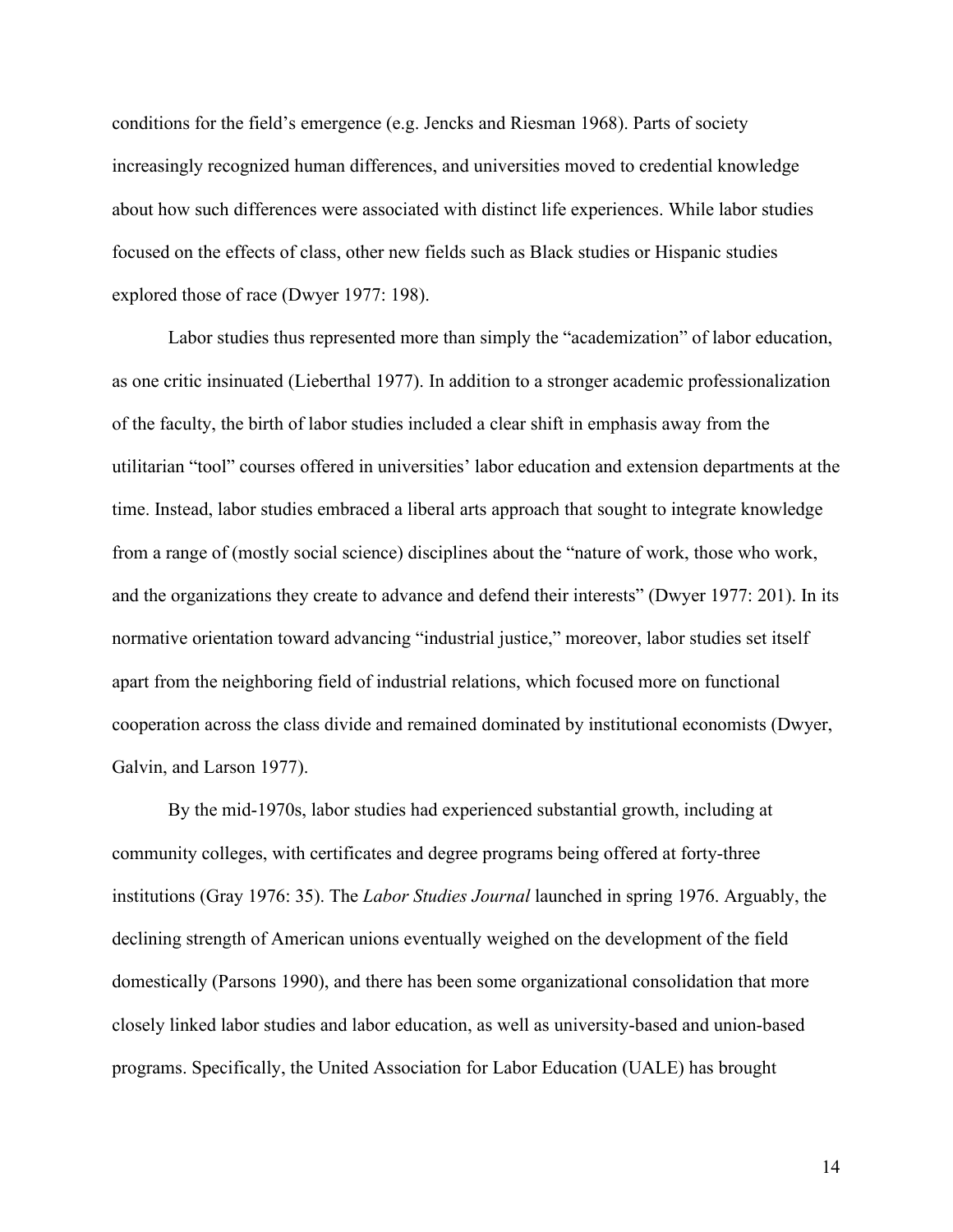conditions for the field's emergence (e.g. Jencks and Riesman 1968). Parts of society increasingly recognized human differences, and universities moved to credential knowledge about how such differences were associated with distinct life experiences. While labor studies focused on the effects of class, other new fields such as Black studies or Hispanic studies explored those of race (Dwyer 1977: 198).

Labor studies thus represented more than simply the "academization" of labor education, as one critic insinuated (Lieberthal 1977). In addition to a stronger academic professionalization of the faculty, the birth of labor studies included a clear shift in emphasis away from the utilitarian "tool" courses offered in universities' labor education and extension departments at the time. Instead, labor studies embraced a liberal arts approach that sought to integrate knowledge from a range of (mostly social science) disciplines about the "nature of work, those who work, and the organizations they create to advance and defend their interests" (Dwyer 1977: 201). In its normative orientation toward advancing "industrial justice," moreover, labor studies set itself apart from the neighboring field of industrial relations, which focused more on functional cooperation across the class divide and remained dominated by institutional economists (Dwyer, Galvin, and Larson 1977).

By the mid-1970s, labor studies had experienced substantial growth, including at community colleges, with certificates and degree programs being offered at forty-three institutions (Gray 1976: 35). The *Labor Studies Journal* launched in spring 1976. Arguably, the declining strength of American unions eventually weighed on the development of the field domestically (Parsons 1990), and there has been some organizational consolidation that more closely linked labor studies and labor education, as well as university-based and union-based programs. Specifically, the United Association for Labor Education (UALE) has brought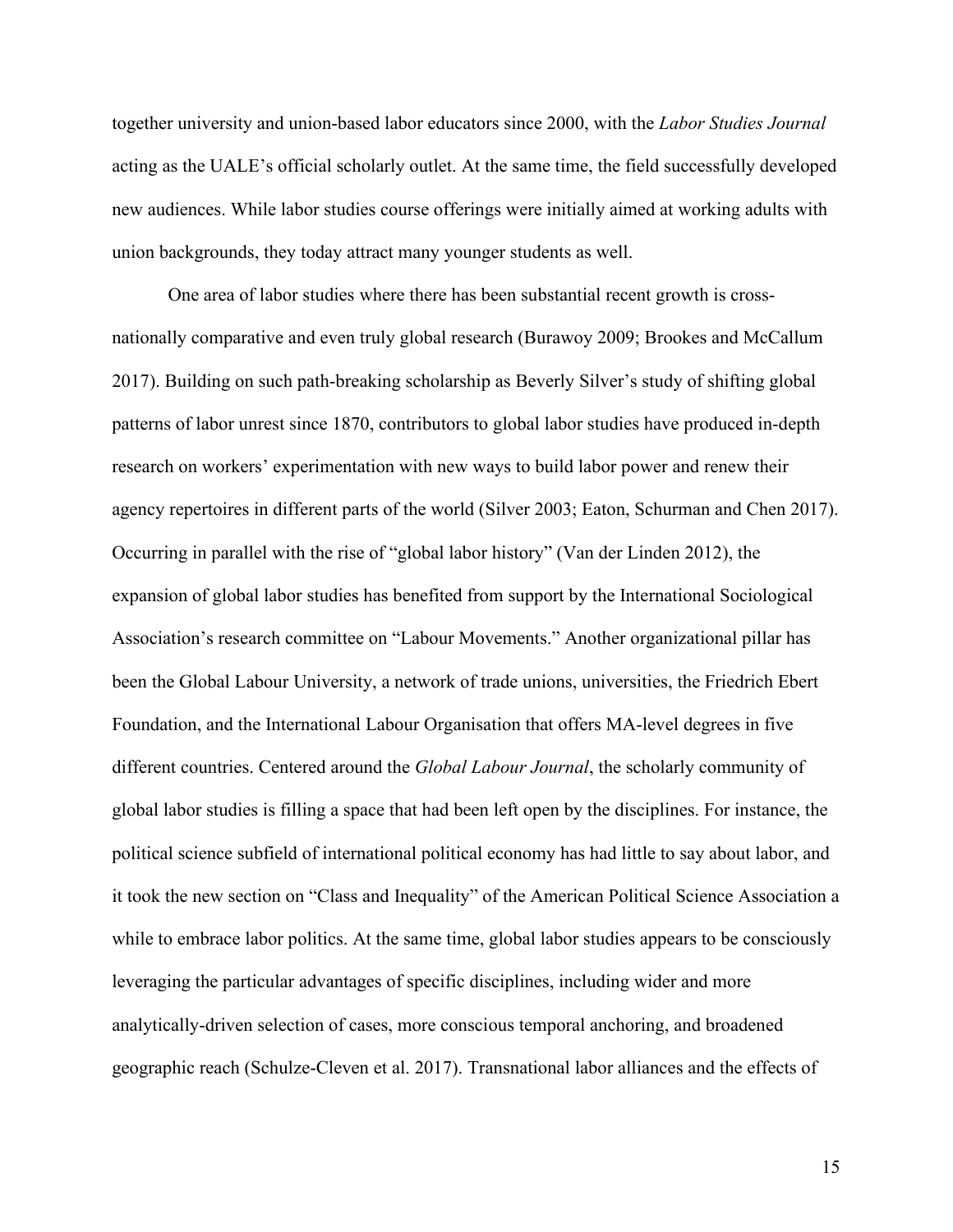together university and union-based labor educators since 2000, with the *Labor Studies Journal* acting as the UALE's official scholarly outlet. At the same time, the field successfully developed new audiences. While labor studies course offerings were initially aimed at working adults with union backgrounds, they today attract many younger students as well.

One area of labor studies where there has been substantial recent growth is cross-nationally comparative and even truly global research (Burawoy 2009; Brookes and McCallum 2017). Building on such path-breaking scholarship as Beverly Silver's study of shifting global patterns of labor unrest since 1870, contributors to global labor studies have produced in-depth research on workers' experimentation with new ways to build labor power and renew their agency repertoires in different parts of the world (Silver 2003; Eaton, Schurman and Chen 2017). Occurring in parallel with the rise of "global labor history" (Van der Linden 2012), the expansion of global labor studies has benefited from support by the International Sociological Association's research committee on "Labour Movements." Another organizational pillar has been the Global Labour University, a network of trade unions, universities, the Friedrich Ebert Foundation, and the International Labour Organisation that offers MA-level degrees in five different countries. Centered around the *Global Labour Journal*, the scholarly community of global labor studies is filling a space that had been left open by the disciplines. For instance, the political science subfield of international political economy has had little to say about labor, and it took the new section on "Class and Inequality" of the American Political Science Association a while to embrace labor politics. At the same time, global labor studies appears to be consciously leveraging the particular advantages of specific disciplines, including wider and more analytically-driven selection of cases, more conscious temporal anchoring, and broadened geographic reach (Schulze-Cleven et al. 2017). Transnational labor alliances and the effects of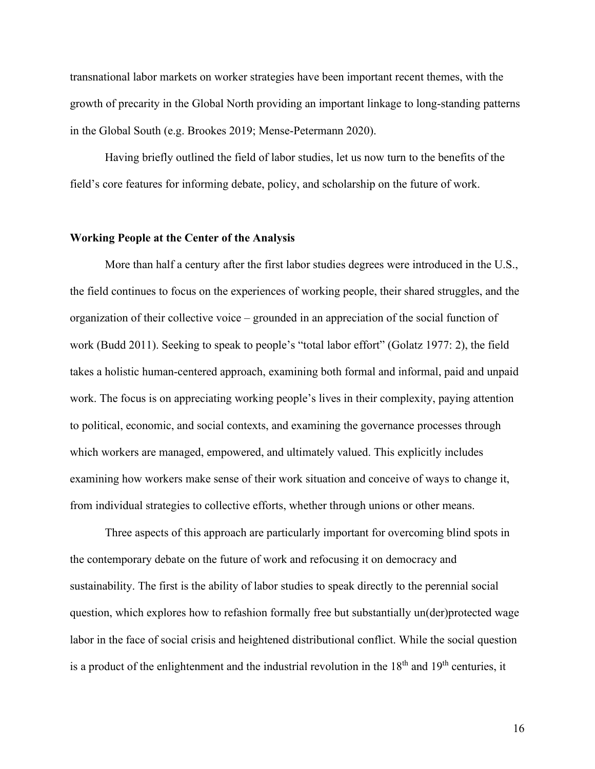transnational labor markets on worker strategies have been important recent themes, with the growth of precarity in the Global North providing an important linkage to long-standing patterns in the Global South (e.g. Brookes 2019; Mense-Petermann 2020).

Having briefly outlined the field of labor studies, let us now turn to the benefits of the field's core features for informing debate, policy, and scholarship on the future of work.

## Working People at the Center of the Analysis

More than half a century after the first labor studies degrees were introduced in the U.S., the field continues to focus on the experiences of working people, their shared struggles, and the organization of their collective voice – grounded in an appreciation of the social function of work (Budd 2011). Seeking to speak to people's "total labor effort" (Golatz 1977: 2), the field takes a holistic human-centered approach, examining both formal and informal, paid and unpaid work. The focus is on appreciating working people's lives in their complexity, paying attention to political, economic, and social contexts, and examining the governance processes through which workers are managed, empowered, and ultimately valued. This explicitly includes examining how workers make sense of their work situation and conceive of ways to change it, from individual strategies to collective efforts, whether through unions or other means.

Three aspects of this approach are particularly important for overcoming blind spots in the contemporary debate on the future of work and refocusing it on democracy and sustainability. The first is the ability of labor studies to speak directly to the perennial social question, which explores how to refashion formally free but substantially un(der)protected wage labor in the face of social crisis and heightened distributional conflict. While the social question is a product of the enlightenment and the industrial revolution in the 18th and 19th centuries, it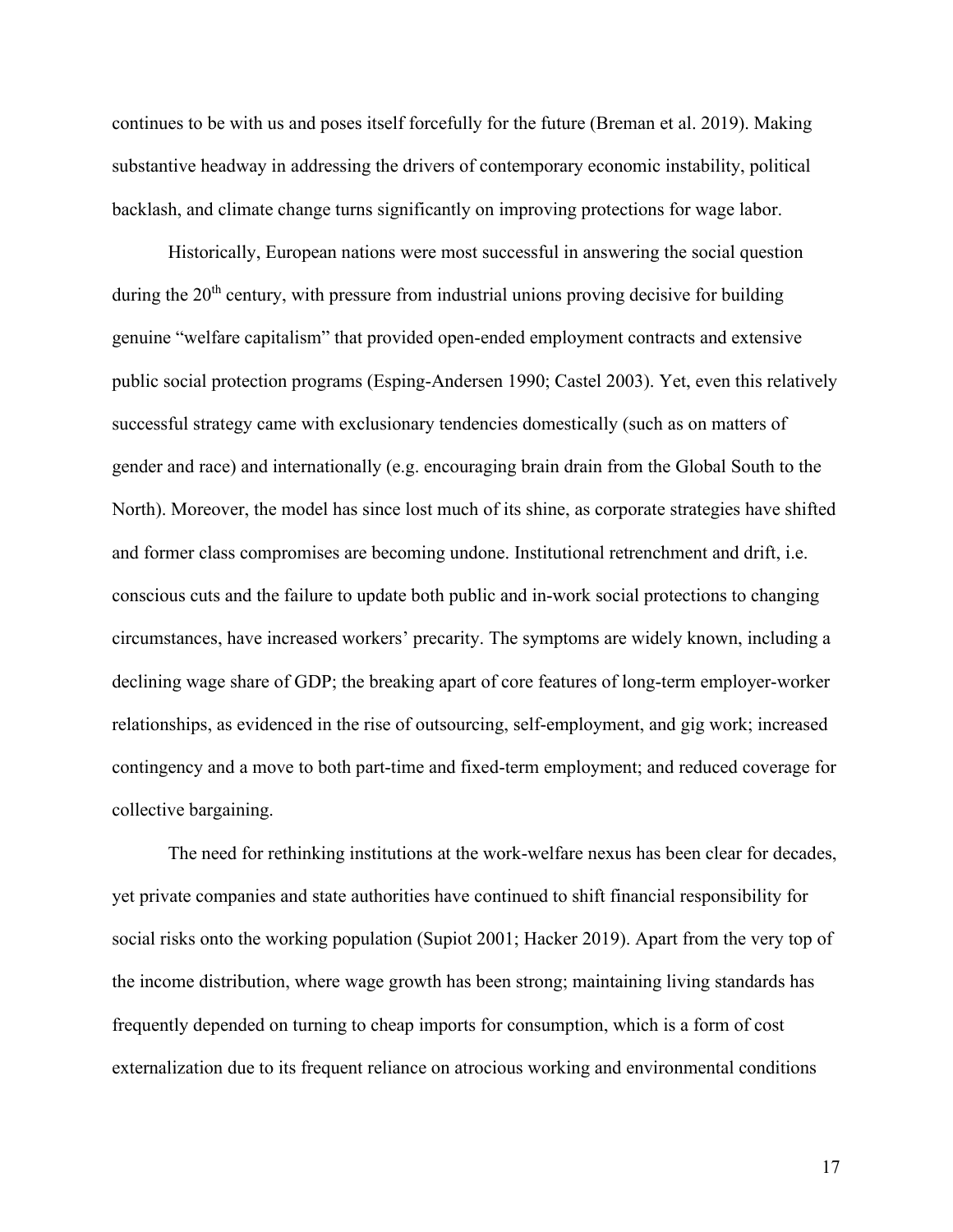continues to be with us and poses itself forcefully for the future (Breman et al. 2019). Making substantive headway in addressing the drivers of contemporary economic instability, political backlash, and climate change turns significantly on improving protections for wage labor.

Historically, European nations were most successful in answering the social question during the 20th century, with pressure from industrial unions proving decisive for building genuine "welfare capitalism" that provided open-ended employment contracts and extensive public social protection programs (Esping-Andersen 1990; Castel 2003). Yet, even this relatively successful strategy came with exclusionary tendencies domestically (such as on matters of gender and race) and internationally (e.g. encouraging brain drain from the Global South to the North). Moreover, the model has since lost much of its shine, as corporate strategies have shifted and former class compromises are becoming undone. Institutional retrenchment and drift, i.e. conscious cuts and the failure to update both public and in-work social protections to changing circumstances, have increased workers' precarity. The symptoms are widely known, including a declining wage share of GDP; the breaking apart of core features of long-term employer-worker relationships, as evidenced in the rise of outsourcing, self-employment, and gig work; increased contingency and a move to both part-time and fixed-term employment; and reduced coverage for collective bargaining.

The need for rethinking institutions at the work-welfare nexus has been clear for decades, yet private companies and state authorities have continued to shift financial responsibility for social risks onto the working population (Supiot 2001; Hacker 2019). Apart from the very top of the income distribution, where wage growth has been strong; maintaining living standards has frequently depended on turning to cheap imports for consumption, which is a form of cost externalization due to its frequent reliance on atrocious working and environmental conditions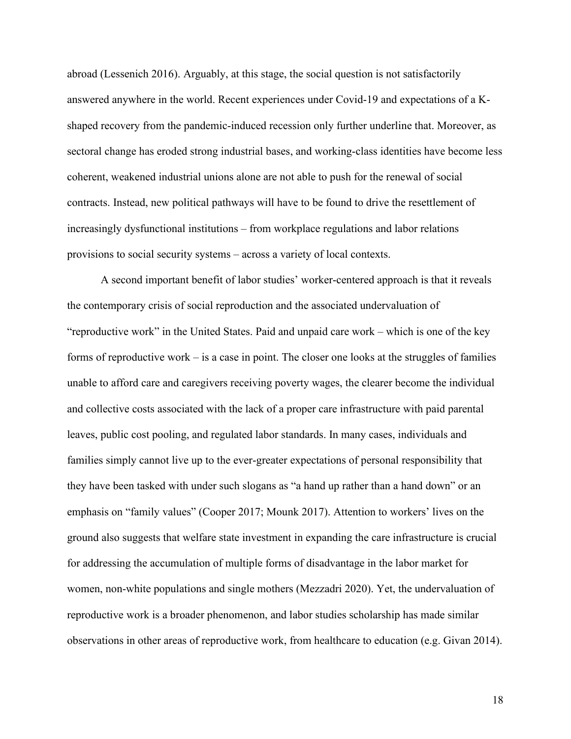abroad (Lessenich 2016). Arguably, at this stage, the social question is not satisfactorily answered anywhere in the world. Recent experiences under Covid-19 and expectations of a K-shaped recovery from the pandemic-induced recession only further underline that. Moreover, as sectoral change has eroded strong industrial bases, and working-class identities have become less coherent, weakened industrial unions alone are not able to push for the renewal of social contracts. Instead, new political pathways will have to be found to drive the resettlement of increasingly dysfunctional institutions – from workplace regulations and labor relations provisions to social security systems – across a variety of local contexts.

A second important benefit of labor studies' worker-centered approach is that it reveals the contemporary crisis of social reproduction and the associated undervaluation of "reproductive work" in the United States. Paid and unpaid care work – which is one of the key forms of reproductive work – is a case in point. The closer one looks at the struggles of families unable to afford care and caregivers receiving poverty wages, the clearer become the individual and collective costs associated with the lack of a proper care infrastructure with paid parental leaves, public cost pooling, and regulated labor standards. In many cases, individuals and families simply cannot live up to the ever-greater expectations of personal responsibility that they have been tasked with under such slogans as "a hand up rather than a hand down" or an emphasis on "family values" (Cooper 2017; Mounk 2017). Attention to workers' lives on the ground also suggests that welfare state investment in expanding the care infrastructure is crucial for addressing the accumulation of multiple forms of disadvantage in the labor market for women, non-white populations and single mothers (Mezzadri 2020). Yet, the undervaluation of reproductive work is a broader phenomenon, and labor studies scholarship has made similar observations in other areas of reproductive work, from healthcare to education (e.g. Givan 2014).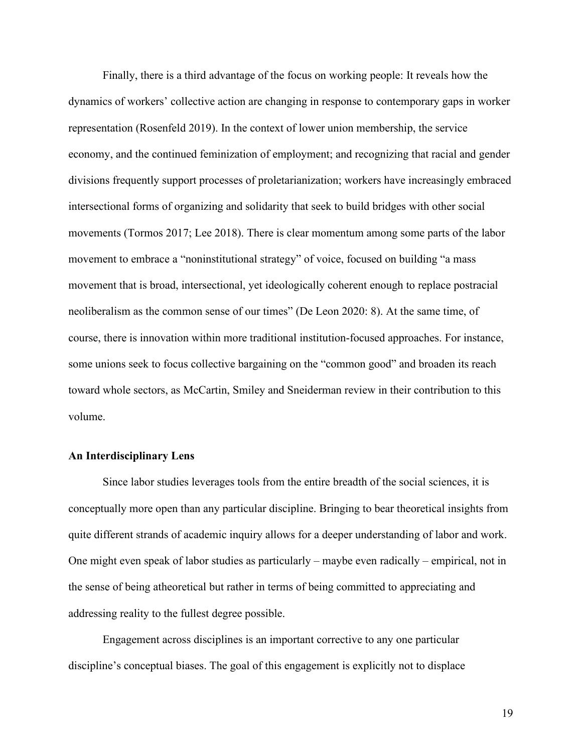Finally, there is a third advantage of the focus on working people: It reveals how the dynamics of workers' collective action are changing in response to contemporary gaps in worker representation (Rosenfeld 2019). In the context of lower union membership, the service economy, and the continued feminization of employment; and recognizing that racial and gender divisions frequently support processes of proletarianization; workers have increasingly embraced intersectional forms of organizing and solidarity that seek to build bridges with other social movements (Tormos 2017; Lee 2018). There is clear momentum among some parts of the labor movement to embrace a "noninstitutional strategy" of voice, focused on building "a mass movement that is broad, intersectional, yet ideologically coherent enough to replace postracial neoliberalism as the common sense of our times" (De Leon 2020: 8). At the same time, of course, there is innovation within more traditional institution-focused approaches. For instance, some unions seek to focus collective bargaining on the "common good" and broaden its reach toward whole sectors, as McCartin, Smiley and Sneiderman review in their contribution to this volume.

**An Interdisciplinary Lens**

Since labor studies leverages tools from the entire breadth of the social sciences, it is conceptually more open than any particular discipline. Bringing to bear theoretical insights from quite different strands of academic inquiry allows for a deeper understanding of labor and work. One might even speak of labor studies as particularly – maybe even radically – empirical, not in the sense of being atheoretical but rather in terms of being committed to appreciating and addressing reality to the fullest degree possible.

Engagement across disciplines is an important corrective to any one particular discipline's conceptual biases. The goal of this engagement is explicitly not to displace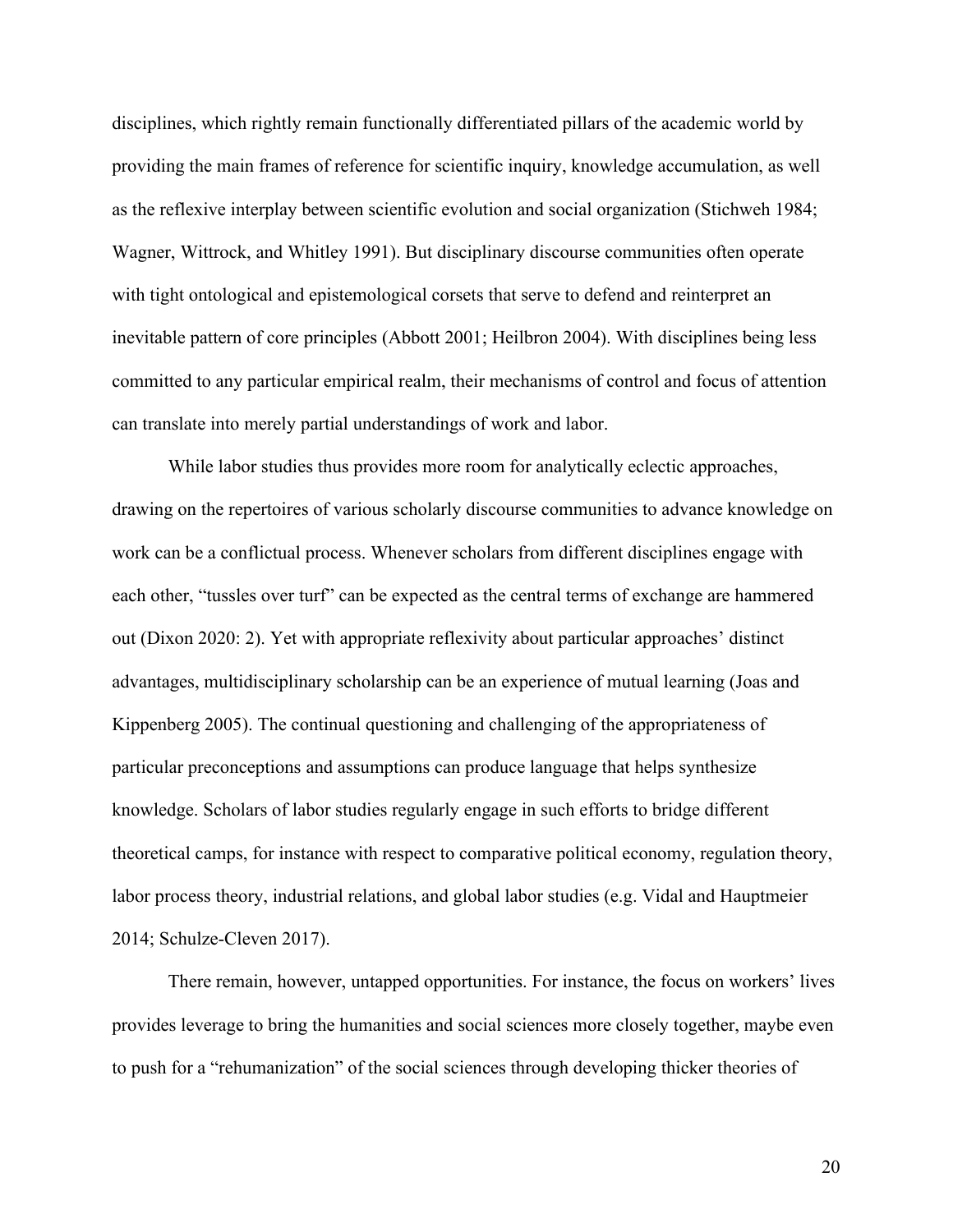disciplines, which rightly remain functionally differentiated pillars of the academic world by providing the main frames of reference for scientific inquiry, knowledge accumulation, as well as the reflexive interplay between scientific evolution and social organization (Stichweh 1984; Wagner, Wittrock, and Whitley 1991). But disciplinary discourse communities often operate with tight ontological and epistemological corsets that serve to defend and reinterpret an inevitable pattern of core principles (Abbott 2001; Heilbron 2004). With disciplines being less committed to any particular empirical realm, their mechanisms of control and focus of attention can translate into merely partial understandings of work and labor.

While labor studies thus provides more room for analytically eclectic approaches, drawing on the repertoires of various scholarly discourse communities to advance knowledge on work can be a conflictual process. Whenever scholars from different disciplines engage with each other, "tussles over turf" can be expected as the central terms of exchange are hammered out (Dixon 2020: 2). Yet with appropriate reflexivity about particular approaches' distinct advantages, multidisciplinary scholarship can be an experience of mutual learning (Joas and Kippenberg 2005). The continual questioning and challenging of the appropriateness of particular preconceptions and assumptions can produce language that helps synthesize knowledge. Scholars of labor studies regularly engage in such efforts to bridge different theoretical camps, for instance with respect to comparative political economy, regulation theory, labor process theory, industrial relations, and global labor studies (e.g. Vidal and Hauptmeier 2014; Schulze-Cleven 2017).

There remain, however, untapped opportunities. For instance, the focus on workers' lives provides leverage to bring the humanities and social sciences more closely together, maybe even to push for a "rehumanization" of the social sciences through developing thicker theories of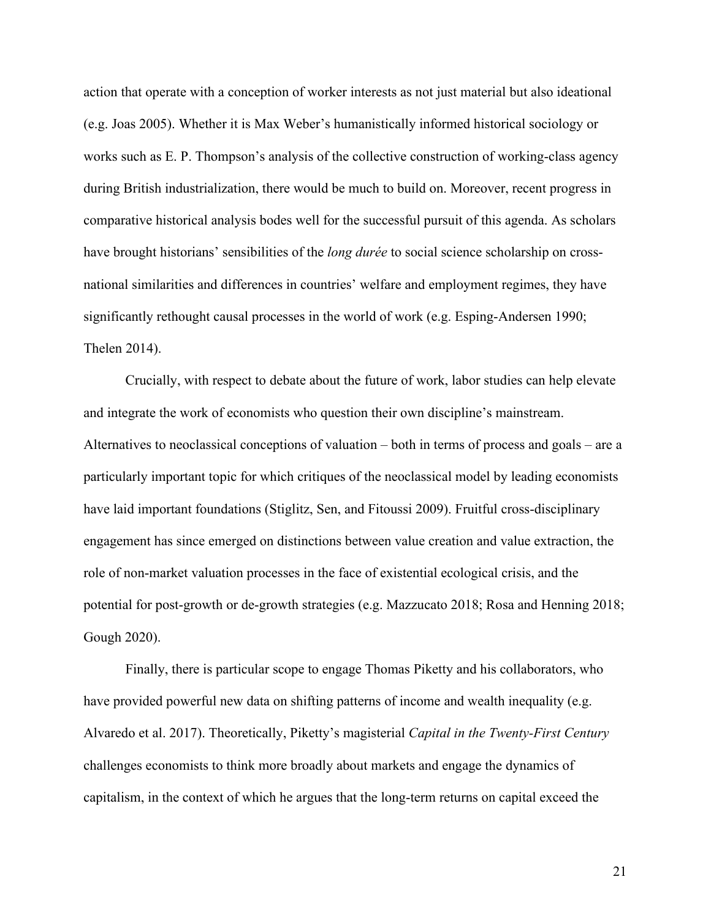action that operate with a conception of worker interests as not just material but also ideational (e.g. Joas 2005). Whether it is Max Weber's humanistically informed historical sociology or works such as E. P. Thompson's analysis of the collective construction of working-class agency during British industrialization, there would be much to build on. Moreover, recent progress in comparative historical analysis bodes well for the successful pursuit of this agenda. As scholars have brought historians' sensibilities of the *long durée* to social science scholarship on cross-national similarities and differences in countries' welfare and employment regimes, they have significantly rethought causal processes in the world of work (e.g. Esping-Andersen 1990; Thelen 2014).

Crucially, with respect to debate about the future of work, labor studies can help elevate and integrate the work of economists who question their own discipline's mainstream. Alternatives to neoclassical conceptions of valuation – both in terms of process and goals – are a particularly important topic for which critiques of the neoclassical model by leading economists have laid important foundations (Stiglitz, Sen, and Fitoussi 2009). Fruitful cross-disciplinary engagement has since emerged on distinctions between value creation and value extraction, the role of non-market valuation processes in the face of existential ecological crisis, and the potential for post-growth or de-growth strategies (e.g. Mazzucato 2018; Rosa and Henning 2018; Gough 2020).

Finally, there is particular scope to engage Thomas Piketty and his collaborators, who have provided powerful new data on shifting patterns of income and wealth inequality (e.g. Alvaredo et al. 2017). Theoretically, Piketty's magisterial *Capital in the Twenty-First Century* challenges economists to think more broadly about markets and engage the dynamics of capitalism, in the context of which he argues that the long-term returns on capital exceed the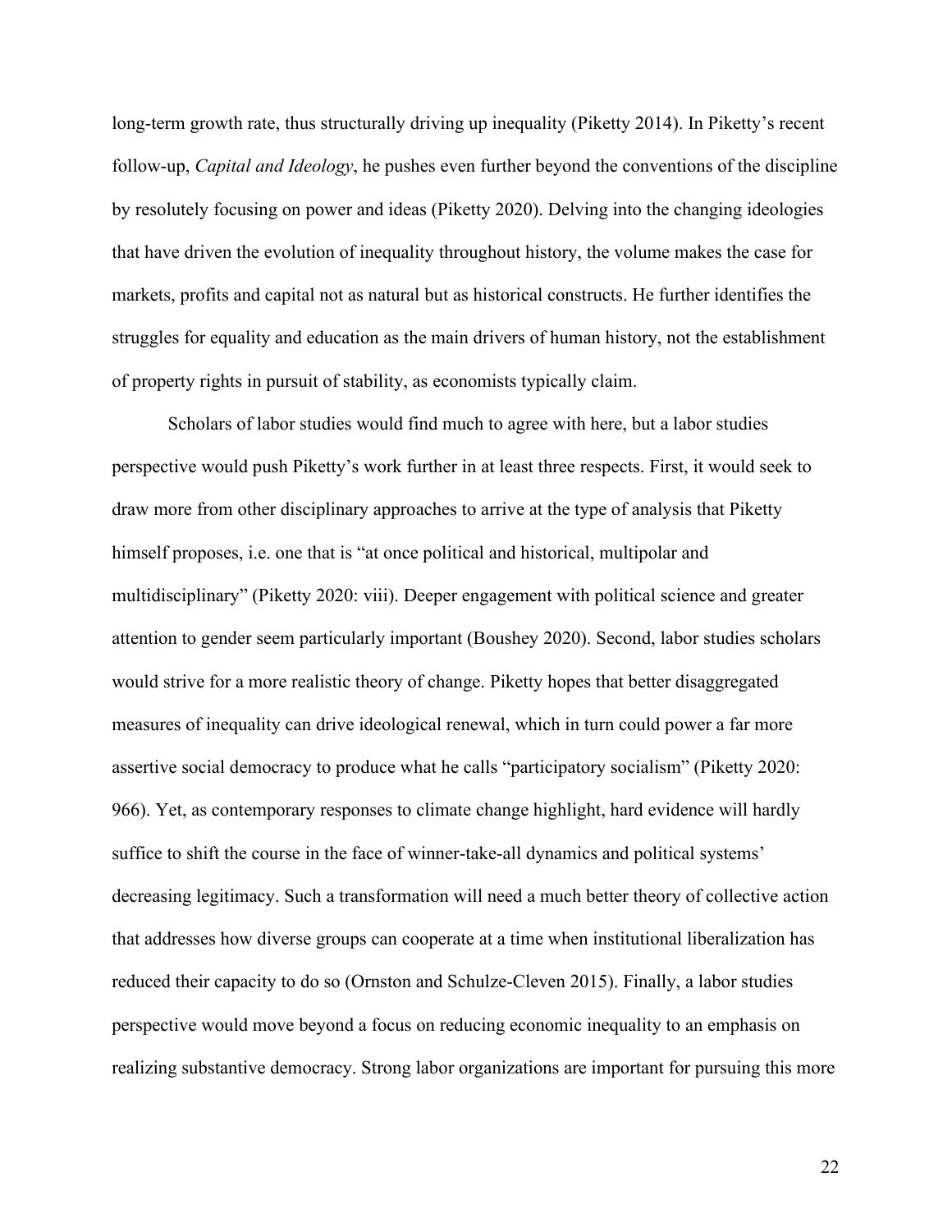long-term growth rate, thus structurally driving up inequality (Piketty 2014). In Piketty's recent follow-up, *Capital and Ideology*, he pushes even further beyond the conventions of the discipline by resolutely focusing on power and ideas (Piketty 2020). Delving into the changing ideologies that have driven the evolution of inequality throughout history, the volume makes the case for markets, profits and capital not as natural but as historical constructs. He further identifies the struggles for equality and education as the main drivers of human history, not the establishment of property rights in pursuit of stability, as economists typically claim.

Scholars of labor studies would find much to agree with here, but a labor studies perspective would push Piketty's work further in at least three respects. First, it would seek to draw more from other disciplinary approaches to arrive at the type of analysis that Piketty himself proposes, i.e. one that is "at once political and historical, multipolar and multidisciplinary" (Piketty 2020: viii). Deeper engagement with political science and greater attention to gender seem particularly important (Boushey 2020). Second, labor studies scholars would strive for a more realistic theory of change. Piketty hopes that better disaggregated measures of inequality can drive ideological renewal, which in turn could power a far more assertive social democracy to produce what he calls "participatory socialism" (Piketty 2020: 966). Yet, as contemporary responses to climate change highlight, hard evidence will hardly suffice to shift the course in the face of winner-take-all dynamics and political systems' decreasing legitimacy. Such a transformation will need a much better theory of collective action that addresses how diverse groups can cooperate at a time when institutional liberalization has reduced their capacity to do so (Ornston and Schulze-Cleven 2015). Finally, a labor studies perspective would move beyond a focus on reducing economic inequality to an emphasis on realizing substantive democracy. Strong labor organizations are important for pursuing this more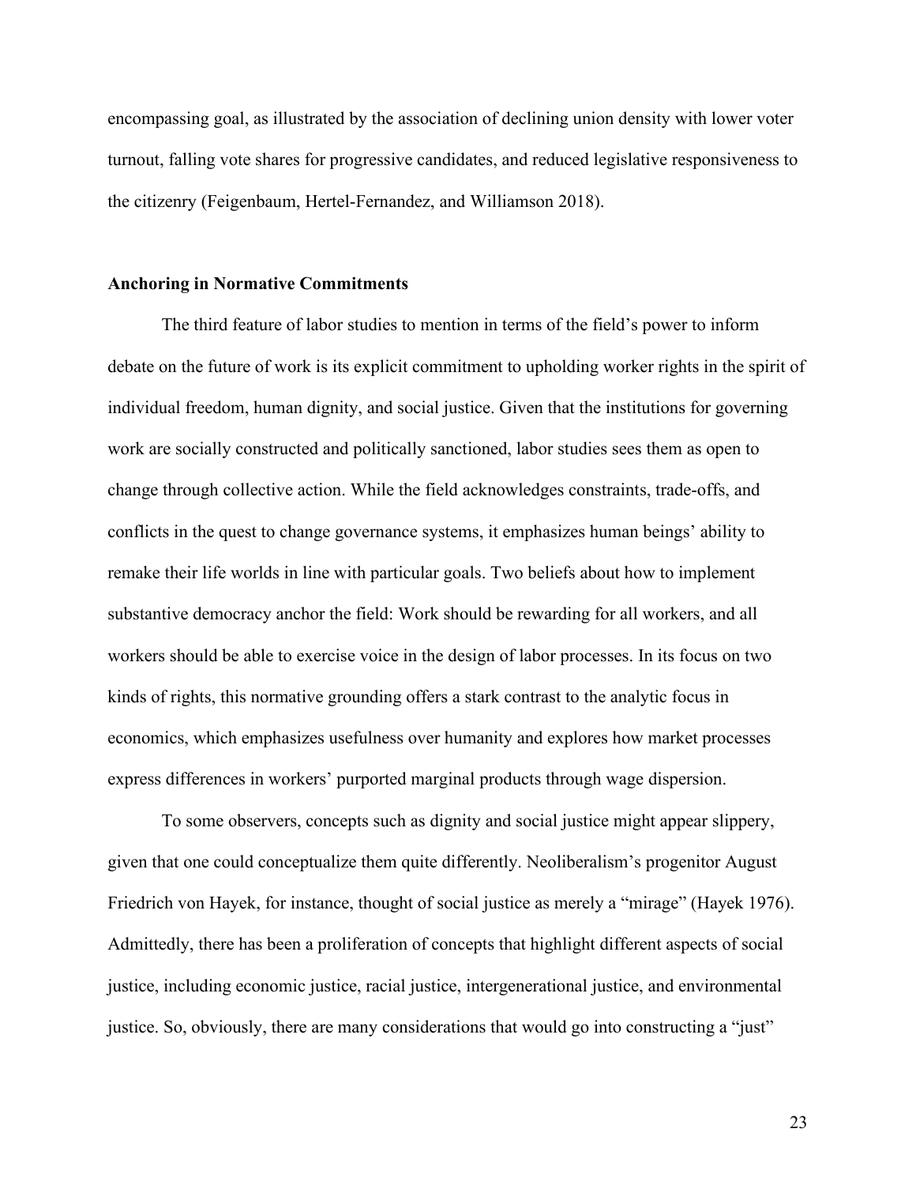encompassing goal, as illustrated by the association of declining union density with lower voter turnout, falling vote shares for progressive candidates, and reduced legislative responsiveness to the citizenry (Feigenbaum, Hertel-Fernandez, and Williamson 2018).

### Anchoring in Normative Commitments

The third feature of labor studies to mention in terms of the field's power to inform debate on the future of work is its explicit commitment to upholding worker rights in the spirit of individual freedom, human dignity, and social justice. Given that the institutions for governing work are socially constructed and politically sanctioned, labor studies sees them as open to change through collective action. While the field acknowledges constraints, trade-offs, and conflicts in the quest to change governance systems, it emphasizes human beings' ability to remake their life worlds in line with particular goals. Two beliefs about how to implement substantive democracy anchor the field: Work should be rewarding for all workers, and all workers should be able to exercise voice in the design of labor processes. In its focus on two kinds of rights, this normative grounding offers a stark contrast to the analytic focus in economics, which emphasizes usefulness over humanity and explores how market processes express differences in workers' purported marginal products through wage dispersion.

To some observers, concepts such as dignity and social justice might appear slippery, given that one could conceptualize them quite differently. Neoliberalism's progenitor August Friedrich von Hayek, for instance, thought of social justice as merely a "mirage" (Hayek 1976). Admittedly, there has been a proliferation of concepts that highlight different aspects of social justice, including economic justice, racial justice, intergenerational justice, and environmental justice. So, obviously, there are many considerations that would go into constructing a "just"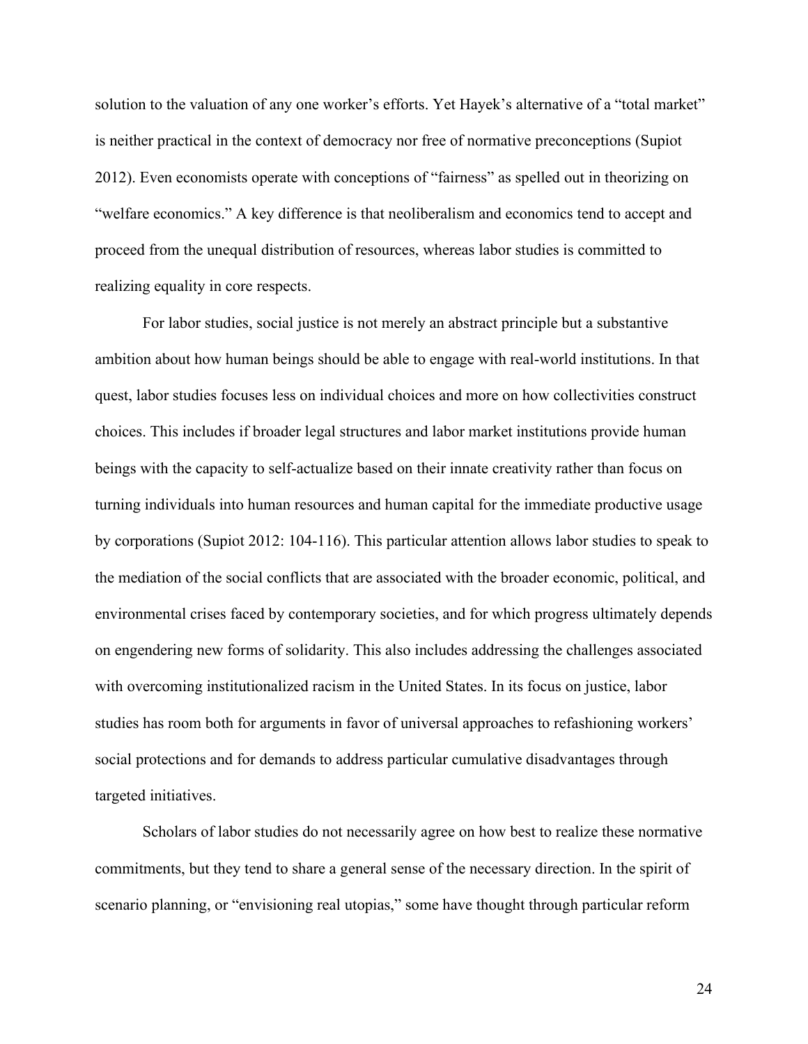solution to the valuation of any one worker's efforts. Yet Hayek's alternative of a "total market" is neither practical in the context of democracy nor free of normative preconceptions (Supiot 2012). Even economists operate with conceptions of "fairness" as spelled out in theorizing on "welfare economics." A key difference is that neoliberalism and economics tend to accept and proceed from the unequal distribution of resources, whereas labor studies is committed to realizing equality in core respects.

For labor studies, social justice is not merely an abstract principle but a substantive ambition about how human beings should be able to engage with real-world institutions. In that quest, labor studies focuses less on individual choices and more on how collectivities construct choices. This includes if broader legal structures and labor market institutions provide human beings with the capacity to self-actualize based on their innate creativity rather than focus on turning individuals into human resources and human capital for the immediate productive usage by corporations (Supiot 2012: 104-116). This particular attention allows labor studies to speak to the mediation of the social conflicts that are associated with the broader economic, political, and environmental crises faced by contemporary societies, and for which progress ultimately depends on engendering new forms of solidarity. This also includes addressing the challenges associated with overcoming institutionalized racism in the United States. In its focus on justice, labor studies has room both for arguments in favor of universal approaches to refashioning workers' social protections and for demands to address particular cumulative disadvantages through targeted initiatives.

Scholars of labor studies do not necessarily agree on how best to realize these normative commitments, but they tend to share a general sense of the necessary direction. In the spirit of scenario planning, or "envisioning real utopias," some have thought through particular reform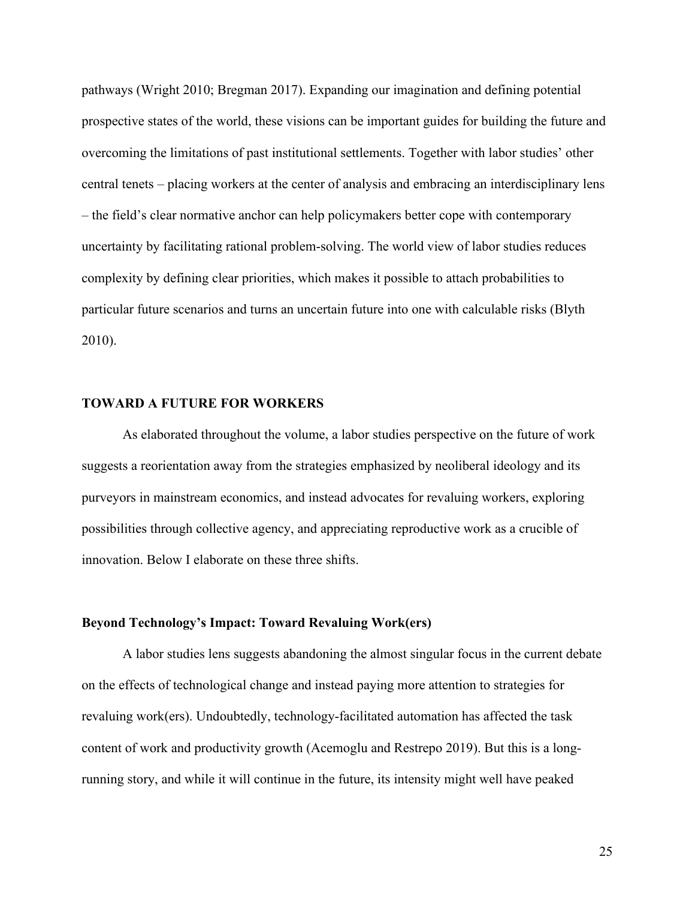pathways (Wright 2010; Bregman 2017). Expanding our imagination and defining potential prospective states of the world, these visions can be important guides for building the future and overcoming the limitations of past institutional settlements. Together with labor studies' other central tenets – placing workers at the center of analysis and embracing an interdisciplinary lens – the field's clear normative anchor can help policymakers better cope with contemporary uncertainty by facilitating rational problem-solving. The world view of labor studies reduces complexity by defining clear priorities, which makes it possible to attach probabilities to particular future scenarios and turns an uncertain future into one with calculable risks (Blyth 2010).

## TOWARD A FUTURE FOR WORKERS

As elaborated throughout the volume, a labor studies perspective on the future of work suggests a reorientation away from the strategies emphasized by neoliberal ideology and its purveyors in mainstream economics, and instead advocates for revaluing workers, exploring possibilities through collective agency, and appreciating reproductive work as a crucible of innovation. Below I elaborate on these three shifts.

### Beyond Technology's Impact: Toward Revaluing Work(ers)

A labor studies lens suggests abandoning the almost singular focus in the current debate on the effects of technological change and instead paying more attention to strategies for revaluing work(ers). Undoubtedly, technology-facilitated automation has affected the task content of work and productivity growth (Acemoglu and Restrepo 2019). But this is a long-running story, and while it will continue in the future, its intensity might well have peaked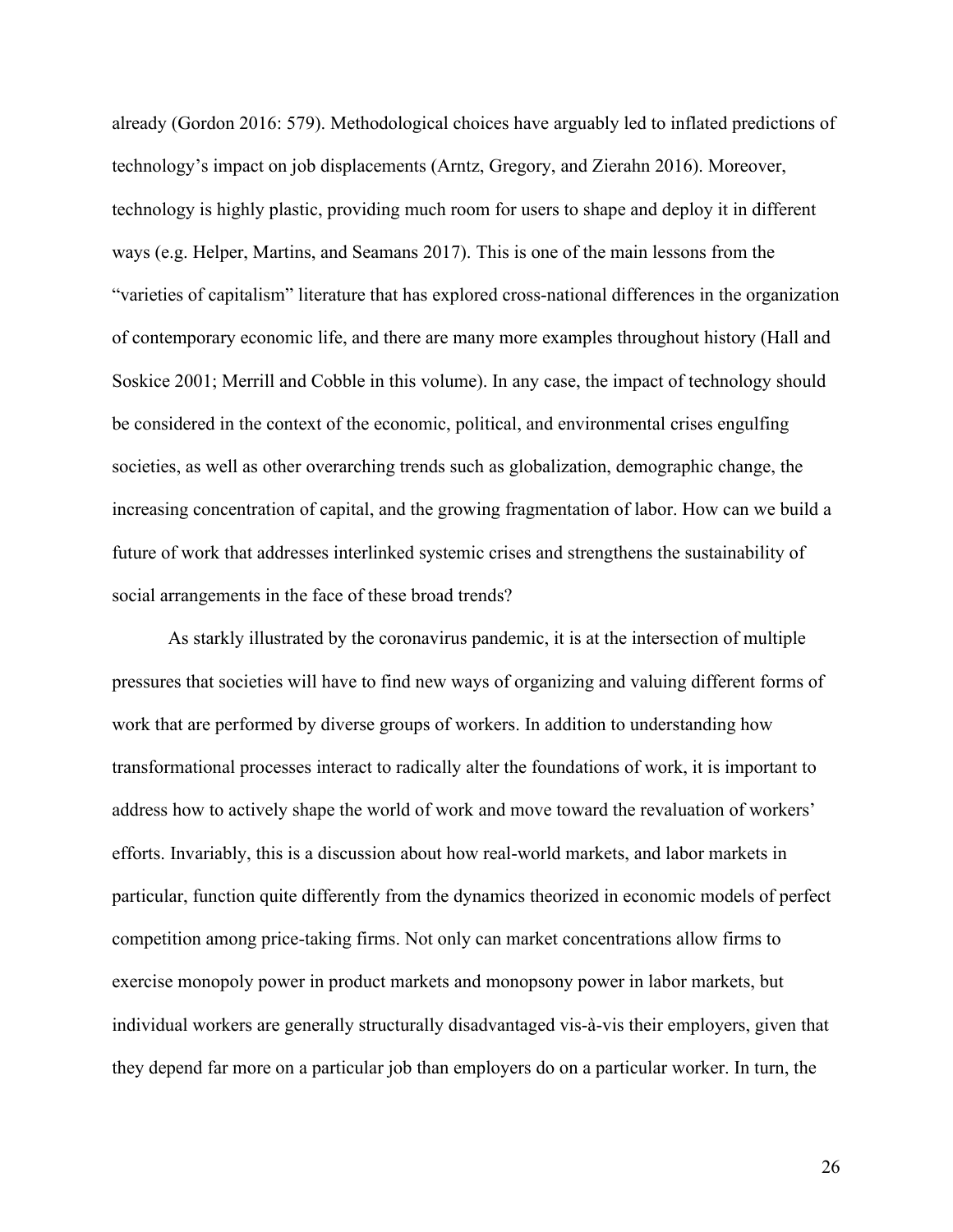already (Gordon 2016: 579). Methodological choices have arguably led to inflated predictions of technology's impact on job displacements (Arntz, Gregory, and Zierahn 2016). Moreover, technology is highly plastic, providing much room for users to shape and deploy it in different ways (e.g. Helper, Martins, and Seamans 2017). This is one of the main lessons from the "varieties of capitalism" literature that has explored cross-national differences in the organization of contemporary economic life, and there are many more examples throughout history (Hall and Soskice 2001; Merrill and Cobble in this volume). In any case, the impact of technology should be considered in the context of the economic, political, and environmental crises engulfing societies, as well as other overarching trends such as globalization, demographic change, the increasing concentration of capital, and the growing fragmentation of labor. How can we build a future of work that addresses interlinked systemic crises and strengthens the sustainability of social arrangements in the face of these broad trends?

As starkly illustrated by the coronavirus pandemic, it is at the intersection of multiple pressures that societies will have to find new ways of organizing and valuing different forms of work that are performed by diverse groups of workers. In addition to understanding how transformational processes interact to radically alter the foundations of work, it is important to address how to actively shape the world of work and move toward the revaluation of workers' efforts. Invariably, this is a discussion about how real-world markets, and labor markets in particular, function quite differently from the dynamics theorized in economic models of perfect competition among price-taking firms. Not only can market concentrations allow firms to exercise monopoly power in product markets and monopsony power in labor markets, but individual workers are generally structurally disadvantaged vis-à-vis their employers, given that they depend far more on a particular job than employers do on a particular worker. In turn, the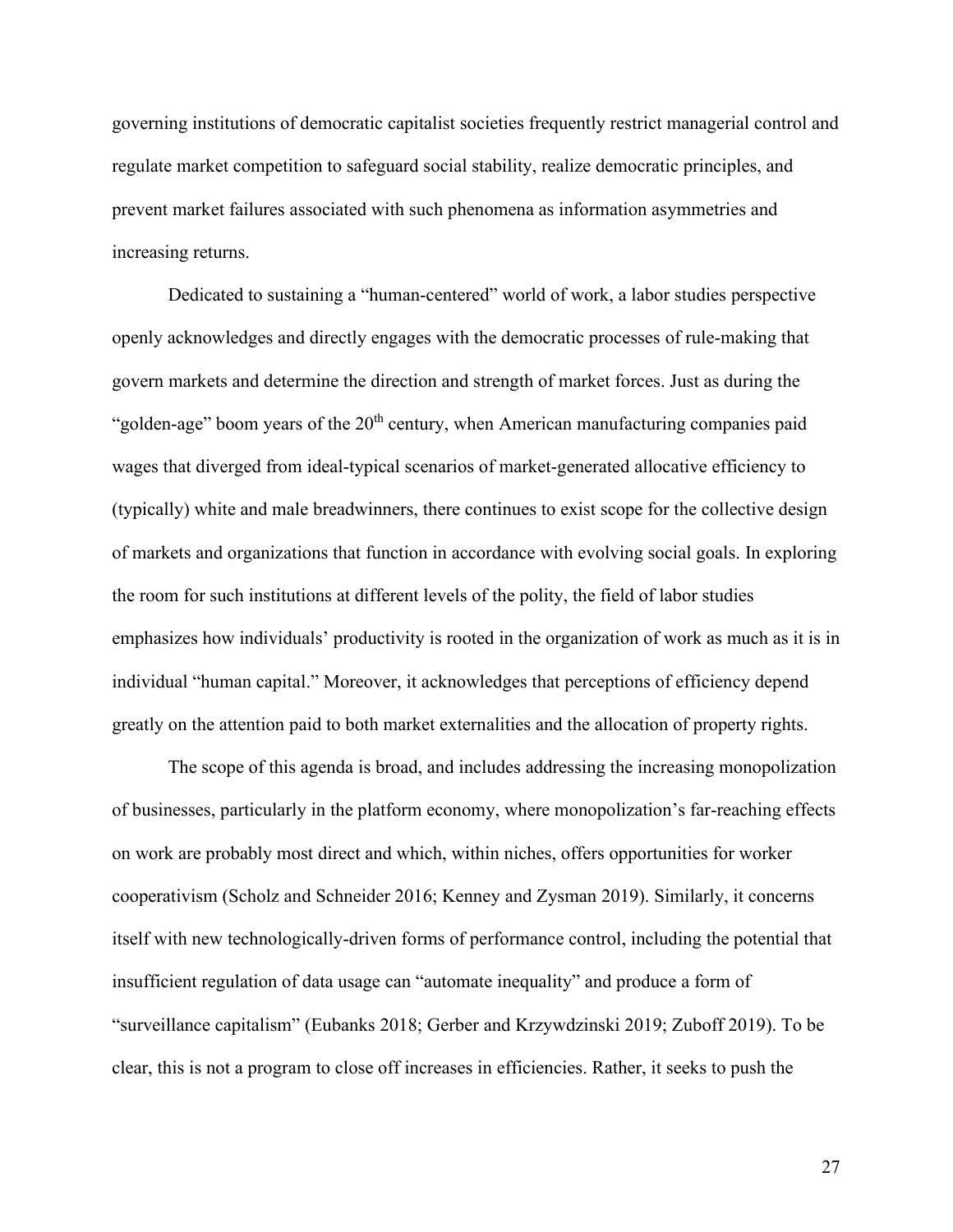governing institutions of democratic capitalist societies frequently restrict managerial control and regulate market competition to safeguard social stability, realize democratic principles, and prevent market failures associated with such phenomena as information asymmetries and increasing returns.

Dedicated to sustaining a "human-centered" world of work, a labor studies perspective openly acknowledges and directly engages with the democratic processes of rule-making that govern markets and determine the direction and strength of market forces. Just as during the "golden-age" boom years of the 20th century, when American manufacturing companies paid wages that diverged from ideal-typical scenarios of market-generated allocative efficiency to (typically) white and male breadwinners, there continues to exist scope for the collective design of markets and organizations that function in accordance with evolving social goals. In exploring the room for such institutions at different levels of the polity, the field of labor studies emphasizes how individuals' productivity is rooted in the organization of work as much as it is in individual "human capital." Moreover, it acknowledges that perceptions of efficiency depend greatly on the attention paid to both market externalities and the allocation of property rights.

The scope of this agenda is broad, and includes addressing the increasing monopolization of businesses, particularly in the platform economy, where monopolization's far-reaching effects on work are probably most direct and which, within niches, offers opportunities for worker cooperativism (Scholz and Schneider 2016; Kenney and Zysman 2019). Similarly, it concerns itself with new technologically-driven forms of performance control, including the potential that insufficient regulation of data usage can "automate inequality" and produce a form of "surveillance capitalism" (Eubanks 2018; Gerber and Krzywdzinski 2019; Zuboff 2019). To be clear, this is not a program to close off increases in efficiencies. Rather, it seeks to push the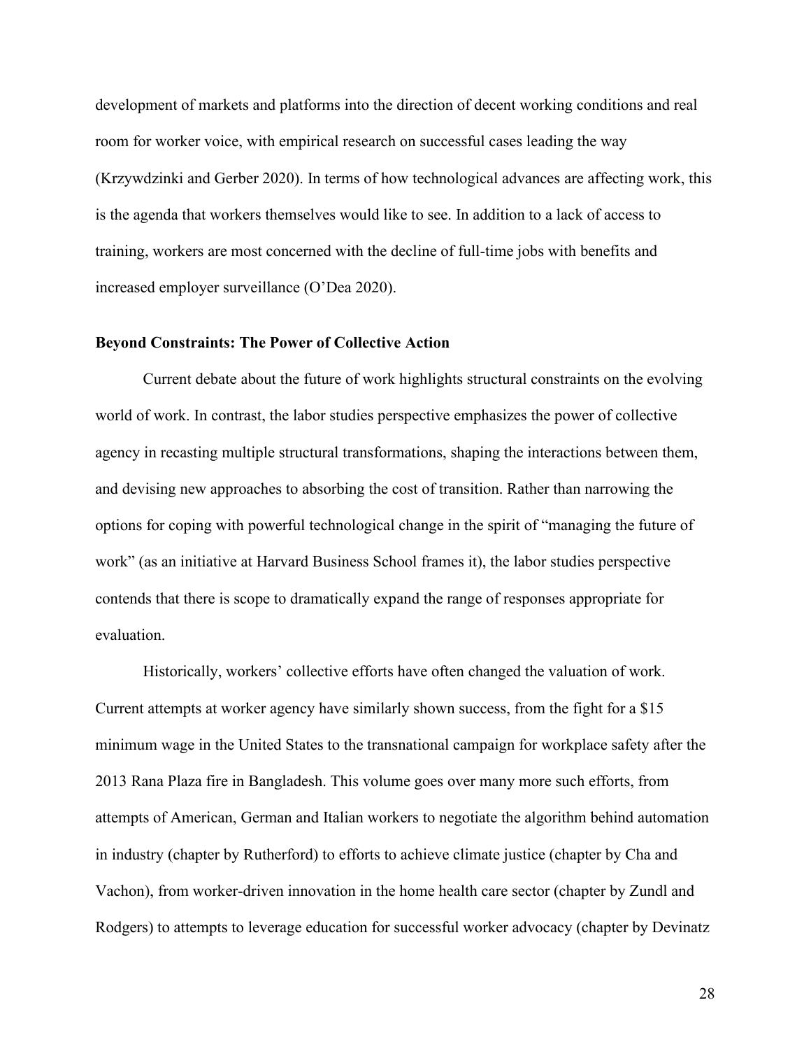development of markets and platforms into the direction of decent working conditions and real room for worker voice, with empirical research on successful cases leading the way (Krzywdzinki and Gerber 2020). In terms of how technological advances are affecting work, this is the agenda that workers themselves would like to see. In addition to a lack of access to training, workers are most concerned with the decline of full-time jobs with benefits and increased employer surveillance (O'Dea 2020).

**Beyond Constraints: The Power of Collective Action**

Current debate about the future of work highlights structural constraints on the evolving world of work. In contrast, the labor studies perspective emphasizes the power of collective agency in recasting multiple structural transformations, shaping the interactions between them, and devising new approaches to absorbing the cost of transition. Rather than narrowing the options for coping with powerful technological change in the spirit of "managing the future of work" (as an initiative at Harvard Business School frames it), the labor studies perspective contends that there is scope to dramatically expand the range of responses appropriate for evaluation.

Historically, workers' collective efforts have often changed the valuation of work. Current attempts at worker agency have similarly shown success, from the fight for a $15 minimum wage in the United States to the transnational campaign for workplace safety after the 2013 Rana Plaza fire in Bangladesh. This volume goes over many more such efforts, from attempts of American, German and Italian workers to negotiate the algorithm behind automation in industry (chapter by Rutherford) to efforts to achieve climate justice (chapter by Cha and Vachon), from worker-driven innovation in the home health care sector (chapter by Zundl and Rodgers) to attempts to leverage education for successful worker advocacy (chapter by Devinatz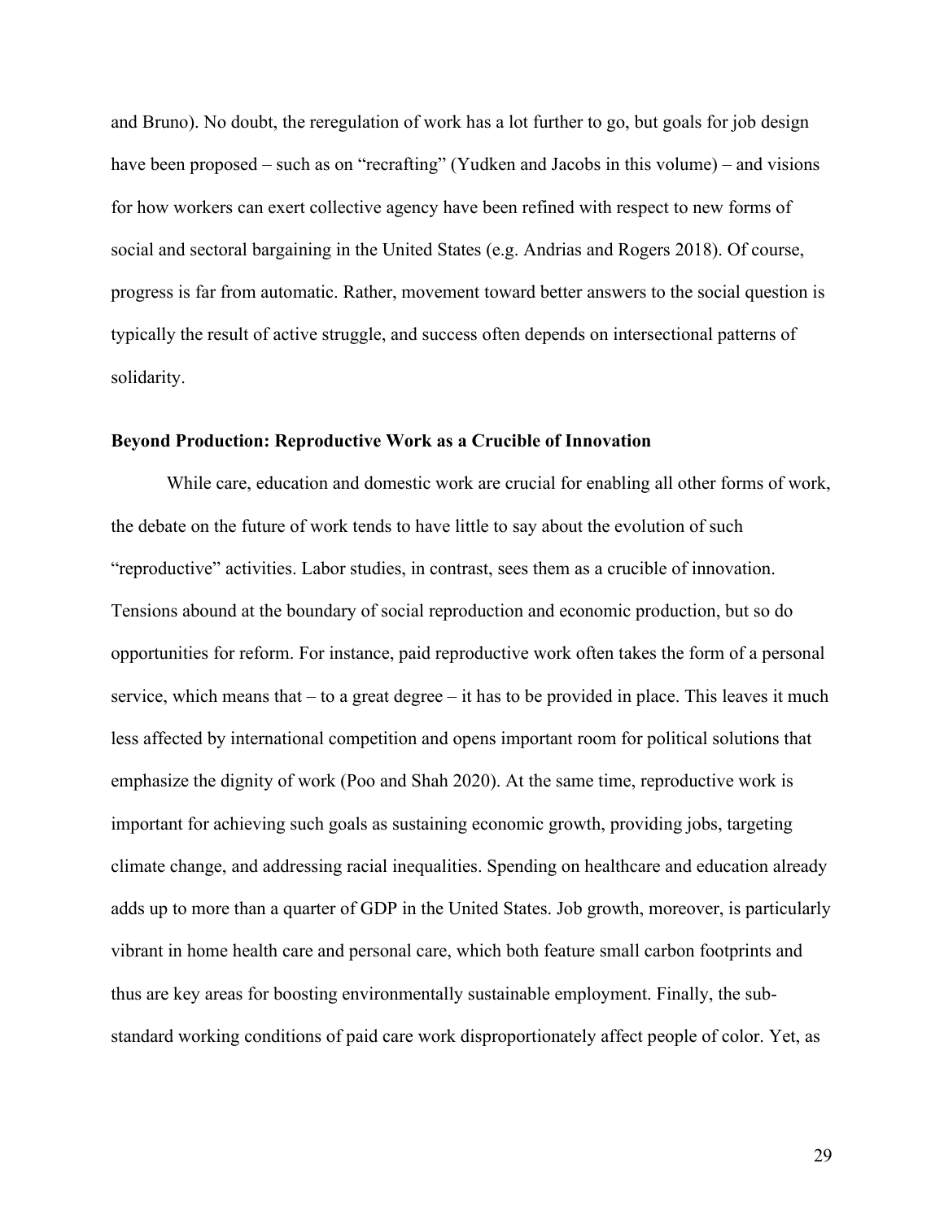and Bruno). No doubt, the reregulation of work has a lot further to go, but goals for job design have been proposed – such as on "recrafting" (Yudken and Jacobs in this volume) – and visions for how workers can exert collective agency have been refined with respect to new forms of social and sectoral bargaining in the United States (e.g. Andrias and Rogers 2018). Of course, progress is far from automatic. Rather, movement toward better answers to the social question is typically the result of active struggle, and success often depends on intersectional patterns of solidarity.

## Beyond Production: Reproductive Work as a Crucible of Innovation

While care, education and domestic work are crucial for enabling all other forms of work, the debate on the future of work tends to have little to say about the evolution of such "reproductive" activities. Labor studies, in contrast, sees them as a crucible of innovation. Tensions abound at the boundary of social reproduction and economic production, but so do opportunities for reform. For instance, paid reproductive work often takes the form of a personal service, which means that – to a great degree – it has to be provided in place. This leaves it much less affected by international competition and opens important room for political solutions that emphasize the dignity of work (Poo and Shah 2020). At the same time, reproductive work is important for achieving such goals as sustaining economic growth, providing jobs, targeting climate change, and addressing racial inequalities. Spending on healthcare and education already adds up to more than a quarter of GDP in the United States. Job growth, moreover, is particularly vibrant in home health care and personal care, which both feature small carbon footprints and thus are key areas for boosting environmentally sustainable employment. Finally, the sub-standard working conditions of paid care work disproportionately affect people of color. Yet, as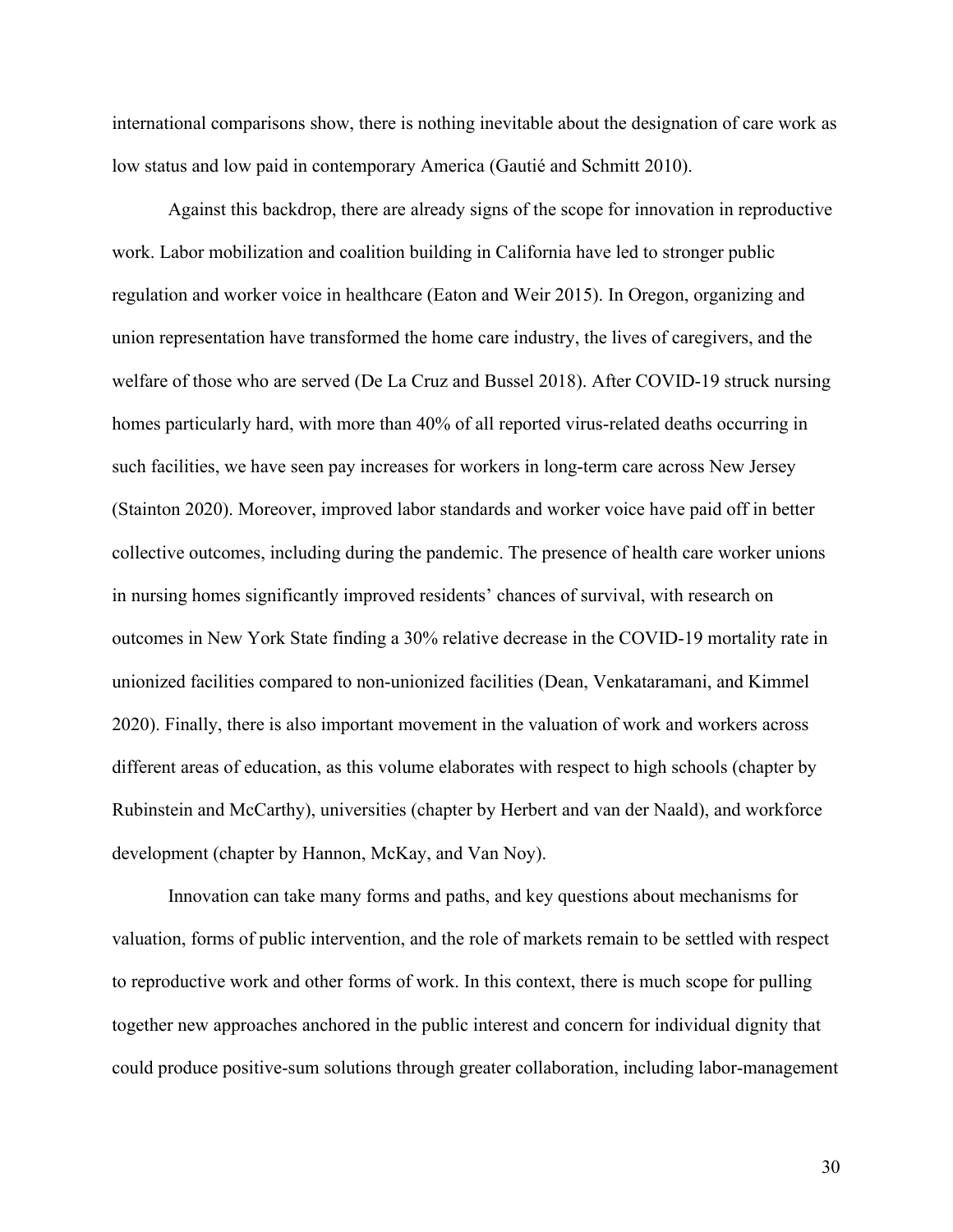international comparisons show, there is nothing inevitable about the designation of care work as low status and low paid in contemporary America (Gautié and Schmitt 2010).

Against this backdrop, there are already signs of the scope for innovation in reproductive work. Labor mobilization and coalition building in California have led to stronger public regulation and worker voice in healthcare (Eaton and Weir 2015). In Oregon, organizing and union representation have transformed the home care industry, the lives of caregivers, and the welfare of those who are served (De La Cruz and Bussel 2018). After COVID-19 struck nursing homes particularly hard, with more than 40% of all reported virus-related deaths occurring in such facilities, we have seen pay increases for workers in long-term care across New Jersey (Stainton 2020). Moreover, improved labor standards and worker voice have paid off in better collective outcomes, including during the pandemic. The presence of health care worker unions in nursing homes significantly improved residents' chances of survival, with research on outcomes in New York State finding a 30% relative decrease in the COVID-19 mortality rate in unionized facilities compared to non-unionized facilities (Dean, Venkataramani, and Kimmel 2020). Finally, there is also important movement in the valuation of work and workers across different areas of education, as this volume elaborates with respect to high schools (chapter by Rubinstein and McCarthy), universities (chapter by Herbert and van der Naald), and workforce development (chapter by Hannon, McKay, and Van Noy).

Innovation can take many forms and paths, and key questions about mechanisms for valuation, forms of public intervention, and the role of markets remain to be settled with respect to reproductive work and other forms of work. In this context, there is much scope for pulling together new approaches anchored in the public interest and concern for individual dignity that could produce positive-sum solutions through greater collaboration, including labor-management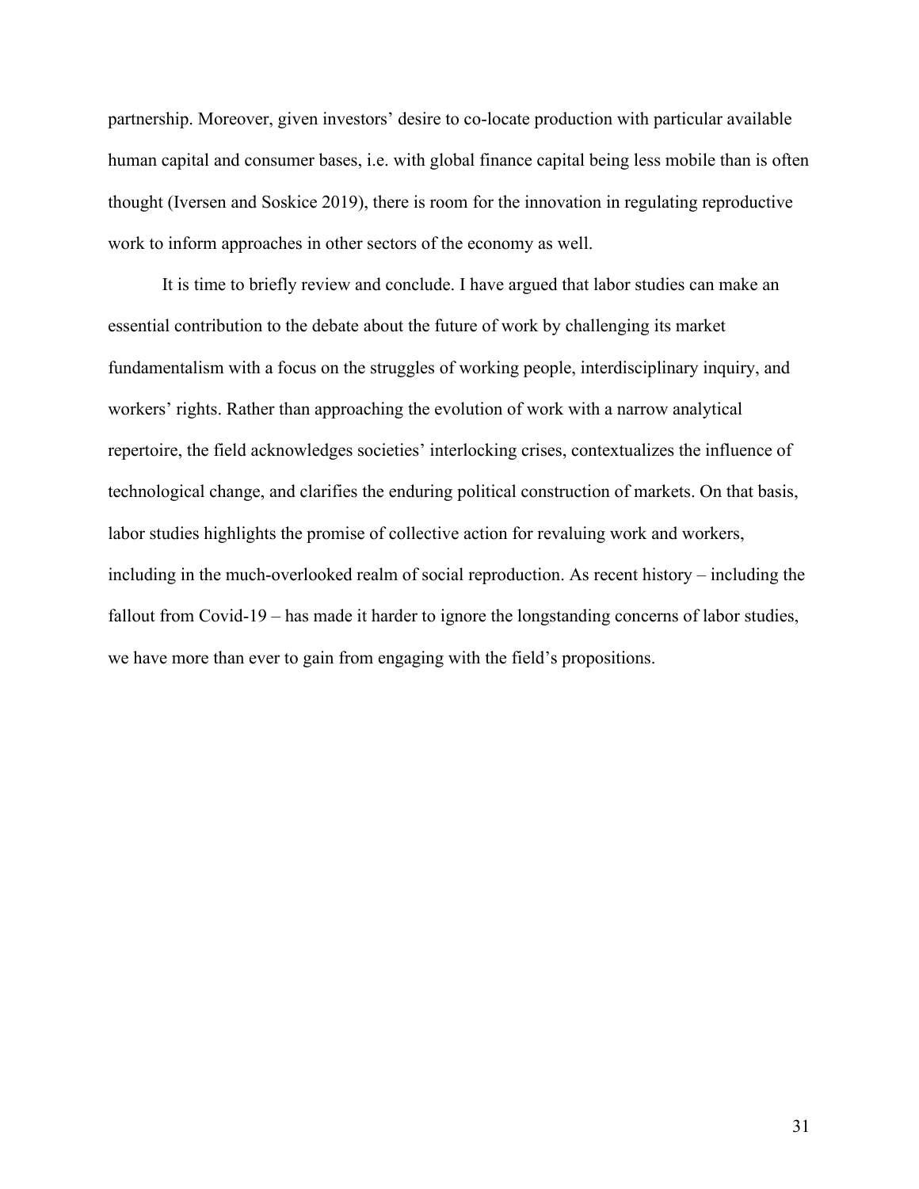partnership. Moreover, given investors' desire to co-locate production with particular available human capital and consumer bases, i.e. with global finance capital being less mobile than is often thought (Iversen and Soskice 2019), there is room for the innovation in regulating reproductive work to inform approaches in other sectors of the economy as well.

It is time to briefly review and conclude. I have argued that labor studies can make an essential contribution to the debate about the future of work by challenging its market fundamentalism with a focus on the struggles of working people, interdisciplinary inquiry, and workers' rights. Rather than approaching the evolution of work with a narrow analytical repertoire, the field acknowledges societies' interlocking crises, contextualizes the influence of technological change, and clarifies the enduring political construction of markets. On that basis, labor studies highlights the promise of collective action for revaluing work and workers, including in the much-overlooked realm of social reproduction. As recent history – including the fallout from Covid-19 – has made it harder to ignore the longstanding concerns of labor studies, we have more than ever to gain from engaging with the field's propositions.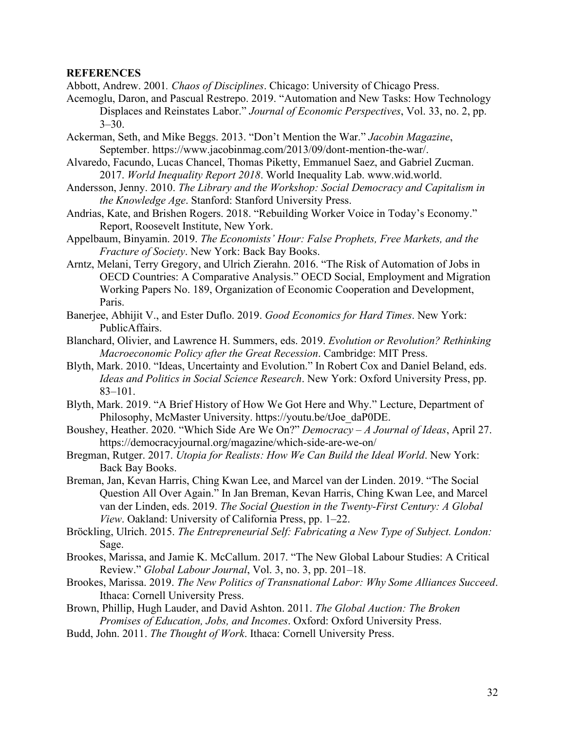**REFERENCES**

Abbott, Andrew. 2001. *Chaos of Disciplines*. Chicago: University of Chicago Press.

Acemoglu, Daron, and Pascual Restrepo. 2019. "Automation and New Tasks: How Technology Displaces and Reinstates Labor." *Journal of Economic Perspectives*, Vol. 33, no. 2, pp. 3–30.

Ackerman, Seth, and Mike Beggs. 2013. "Don't Mention the War." *Jacobin Magazine*, September. https://www.jacobinmag.com/2013/09/dont-mention-the-war/.

Alvaredo, Facundo, Lucas Chancel, Thomas Piketty, Emmanuel Saez, and Gabriel Zucman. 2017. *World Inequality Report 2018*. World Inequality Lab. www.wid.world.

Andersson, Jenny. 2010. *The Library and the Workshop: Social Democracy and Capitalism in the Knowledge Age*. Stanford: Stanford University Press.

Andrias, Kate, and Brishen Rogers. 2018. "Rebuilding Worker Voice in Today's Economy." Report, Roosevelt Institute, New York.

Appelbaum, Binyamin. 2019. *The Economists' Hour: False Prophets, Free Markets, and the Fracture of Society*. New York: Back Bay Books.

Arntz, Melani, Terry Gregory, and Ulrich Zierahn. 2016. "The Risk of Automation of Jobs in OECD Countries: A Comparative Analysis." OECD Social, Employment and Migration Working Papers No. 189, Organization of Economic Cooperation and Development, Paris.

Banerjee, Abhijit V., and Ester Duflo. 2019. *Good Economics for Hard Times*. New York: PublicAffairs.

Blanchard, Olivier, and Lawrence H. Summers, eds. 2019. *Evolution or Revolution? Rethinking Macroeconomic Policy after the Great Recession*. Cambridge: MIT Press.

Blyth, Mark. 2010. "Ideas, Uncertainty and Evolution." In Robert Cox and Daniel Beland, eds. *Ideas and Politics in Social Science Research*. New York: Oxford University Press, pp. 83–101.

Blyth, Mark. 2019. "A Brief History of How We Got Here and Why." Lecture, Department of Philosophy, McMaster University. https://youtu.be/tJoe_daP0DE.

Boushey, Heather. 2020. "Which Side Are We On?" *Democracy – A Journal of Ideas*, April 27. https://democracyjournal.org/magazine/which-side-are-we-on/

Bregman, Rutger. 2017. *Utopia for Realists: How We Can Build the Ideal World*. New York: Back Bay Books.

Breman, Jan, Kevan Harris, Ching Kwan Lee, and Marcel van der Linden. 2019. "The Social Question All Over Again." In Jan Breman, Kevan Harris, Ching Kwan Lee, and Marcel van der Linden, eds. 2019. *The Social Question in the Twenty-First Century: A Global View*. Oakland: University of California Press, pp. 1–22.

Bröckling, Ulrich. 2015. *The Entrepreneurial Self: Fabricating a New Type of Subject. London:* Sage.

Brookes, Marissa, and Jamie K. McCallum. 2017. "The New Global Labour Studies: A Critical Review." *Global Labour Journal*, Vol. 3, no. 3, pp. 201–18.

Brookes, Marissa. 2019. *The New Politics of Transnational Labor: Why Some Alliances Succeed*. Ithaca: Cornell University Press.

Brown, Phillip, Hugh Lauder, and David Ashton. 2011. *The Global Auction: The Broken Promises of Education, Jobs, and Incomes*. Oxford: Oxford University Press.

Budd, John. 2011. *The Thought of Work*. Ithaca: Cornell University Press.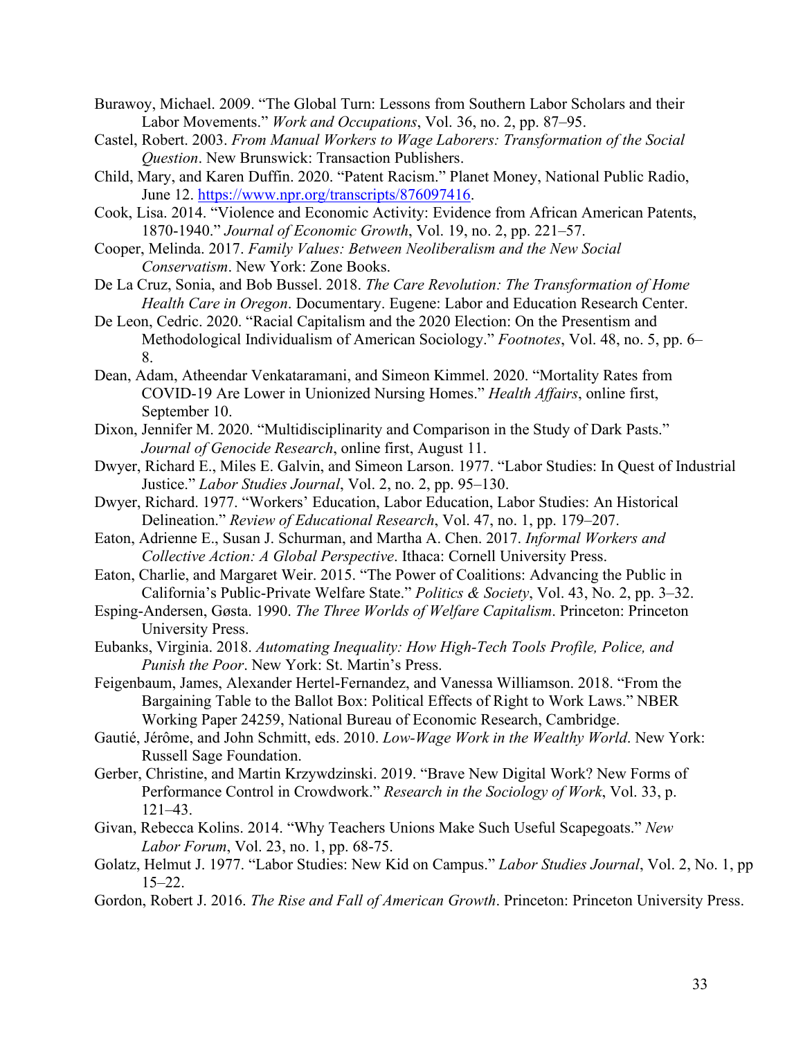Burawoy, Michael. 2009. "The Global Turn: Lessons from Southern Labor Scholars and their Labor Movements." *Work and Occupations*, Vol. 36, no. 2, pp. 87–95.

Castel, Robert. 2003. *From Manual Workers to Wage Laborers: Transformation of the Social Question*. New Brunswick: Transaction Publishers.

Child, Mary, and Karen Duffin. 2020. "Patent Racism." Planet Money, National Public Radio, June 12. https://www.npr.org/transcripts/876097416.

Cook, Lisa. 2014. "Violence and Economic Activity: Evidence from African American Patents, 1870-1940." *Journal of Economic Growth*, Vol. 19, no. 2, pp. 221–57.

Cooper, Melinda. 2017. *Family Values: Between Neoliberalism and the New Social Conservatism*. New York: Zone Books.

De La Cruz, Sonia, and Bob Bussel. 2018. *The Care Revolution: The Transformation of Home Health Care in Oregon*. Documentary. Eugene: Labor and Education Research Center.

De Leon, Cedric. 2020. "Racial Capitalism and the 2020 Election: On the Presentism and Methodological Individualism of American Sociology." *Footnotes*, Vol. 48, no. 5, pp. 6–8.

Dean, Adam, Atheendar Venkataramani, and Simeon Kimmel. 2020. "Mortality Rates from COVID-19 Are Lower in Unionized Nursing Homes." *Health Affairs*, online first, September 10.

Dixon, Jennifer M. 2020. "Multidisciplinarity and Comparison in the Study of Dark Pasts." *Journal of Genocide Research*, online first, August 11.

Dwyer, Richard E., Miles E. Galvin, and Simeon Larson. 1977. "Labor Studies: In Quest of Industrial Justice." *Labor Studies Journal*, Vol. 2, no. 2, pp. 95–130.

Dwyer, Richard. 1977. "Workers' Education, Labor Education, Labor Studies: An Historical Delineation." *Review of Educational Research*, Vol. 47, no. 1, pp. 179–207.

Eaton, Adrienne E., Susan J. Schurman, and Martha A. Chen. 2017. *Informal Workers and Collective Action: A Global Perspective*. Ithaca: Cornell University Press.

Eaton, Charlie, and Margaret Weir. 2015. "The Power of Coalitions: Advancing the Public in California's Public-Private Welfare State." *Politics & Society*, Vol. 43, No. 2, pp. 3–32.

Esping-Andersen, Gøsta. 1990. *The Three Worlds of Welfare Capitalism*. Princeton: Princeton University Press.

Eubanks, Virginia. 2018. *Automating Inequality: How High-Tech Tools Profile, Police, and Punish the Poor*. New York: St. Martin's Press.

Feigenbaum, James, Alexander Hertel-Fernandez, and Vanessa Williamson. 2018. "From the Bargaining Table to the Ballot Box: Political Effects of Right to Work Laws." NBER Working Paper 24259, National Bureau of Economic Research, Cambridge.

Gautié, Jérôme, and John Schmitt, eds. 2010. *Low-Wage Work in the Wealthy World*. New York: Russell Sage Foundation.

Gerber, Christine, and Martin Krzywdzinski. 2019. "Brave New Digital Work? New Forms of Performance Control in Crowdwork." *Research in the Sociology of Work*, Vol. 33, p. 121–43.

Givan, Rebecca Kolins. 2014. "Why Teachers Unions Make Such Useful Scapegoats." *New Labor Forum*, Vol. 23, no. 1, pp. 68-75.

Golatz, Helmut J. 1977. "Labor Studies: New Kid on Campus." *Labor Studies Journal*, Vol. 2, No. 1, pp 15–22.

Gordon, Robert J. 2016. *The Rise and Fall of American Growth*. Princeton: Princeton University Press.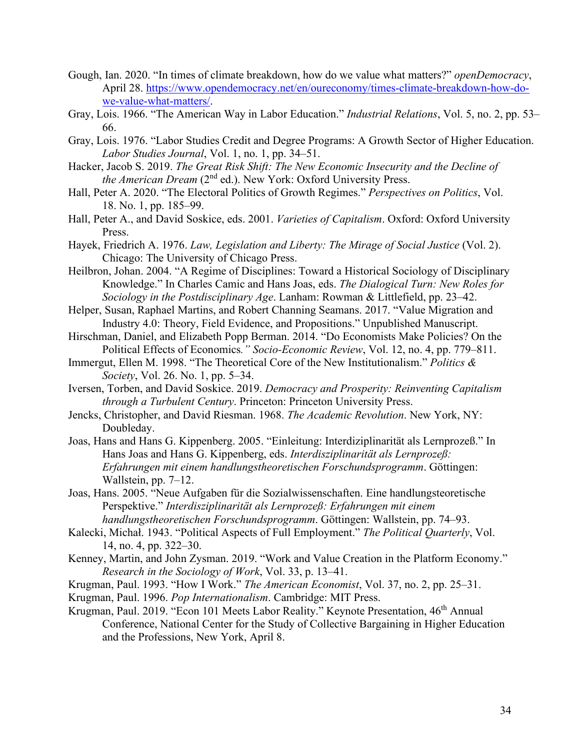Gough, Ian. 2020. "In times of climate breakdown, how do we value what matters?" *openDemocracy*, April 28. https://www.opendemocracy.net/en/oureconomy/times-climate-breakdown-how-do-we-value-what-matters/.

Gray, Lois. 1966. "The American Way in Labor Education." *Industrial Relations*, Vol. 5, no. 2, pp. 53–66.

Gray, Lois. 1976. "Labor Studies Credit and Degree Programs: A Growth Sector of Higher Education. *Labor Studies Journal*, Vol. 1, no. 1, pp. 34–51.

Hacker, Jacob S. 2019. *The Great Risk Shift: The New Economic Insecurity and the Decline of the American Dream* (2nd ed.). New York: Oxford University Press.

Hall, Peter A. 2020. "The Electoral Politics of Growth Regimes." *Perspectives on Politics*, Vol. 18. No. 1, pp. 185–99.

Hall, Peter A., and David Soskice, eds. 2001. *Varieties of Capitalism*. Oxford: Oxford University Press.

Hayek, Friedrich A. 1976. *Law, Legislation and Liberty: The Mirage of Social Justice* (Vol. 2). Chicago: The University of Chicago Press.

Heilbron, Johan. 2004. "A Regime of Disciplines: Toward a Historical Sociology of Disciplinary Knowledge." In Charles Camic and Hans Joas, eds. *The Dialogical Turn: New Roles for Sociology in the Postdisciplinary Age*. Lanham: Rowman & Littlefield, pp. 23–42.

Helper, Susan, Raphael Martins, and Robert Channing Seamans. 2017. "Value Migration and Industry 4.0: Theory, Field Evidence, and Propositions." Unpublished Manuscript.

Hirschman, Daniel, and Elizabeth Popp Berman. 2014. "Do Economists Make Policies? On the Political Effects of Economics*." Socio-Economic Review*, Vol. 12, no. 4, pp. 779–811.

Immergut, Ellen M. 1998. "The Theoretical Core of the New Institutionalism." *Politics & Society*, Vol. 26. No. 1, pp. 5–34.

Iversen, Torben, and David Soskice. 2019. *Democracy and Prosperity: Reinventing Capitalism through a Turbulent Century*. Princeton: Princeton University Press.

Jencks, Christopher, and David Riesman. 1968. *The Academic Revolution*. New York, NY: Doubleday.

Joas, Hans and Hans G. Kippenberg. 2005. "Einleitung: Interdiziplinarität als Lernprozeß." In Hans Joas and Hans G. Kippenberg, eds. *Interdisziplinarität als Lernprozeß: Erfahrungen mit einem handlungstheoretischen Forschundsprogramm*. Göttingen: Wallstein, pp. 7–12.

Joas, Hans. 2005. "Neue Aufgaben für die Sozialwissenschaften. Eine handlungsteoretische Perspektive." *Interdisziplinarität als Lernprozeß: Erfahrungen mit einem handlungstheoretischen Forschundsprogramm*. Göttingen: Wallstein, pp. 74–93.

Kalecki, Michał. 1943. "Political Aspects of Full Employment." *The Political Quarterly*, Vol. 14, no. 4, pp. 322–30.

Kenney, Martin, and John Zysman. 2019. "Work and Value Creation in the Platform Economy." *Research in the Sociology of Work*, Vol. 33, p. 13–41.

Krugman, Paul. 1993. "How I Work." *The American Economist*, Vol. 37, no. 2, pp. 25–31.

Krugman, Paul. 1996. *Pop Internationalism*. Cambridge: MIT Press.

Krugman, Paul. 2019. "Econ 101 Meets Labor Reality." Keynote Presentation, 46th Annual Conference, National Center for the Study of Collective Bargaining in Higher Education and the Professions, New York, April 8.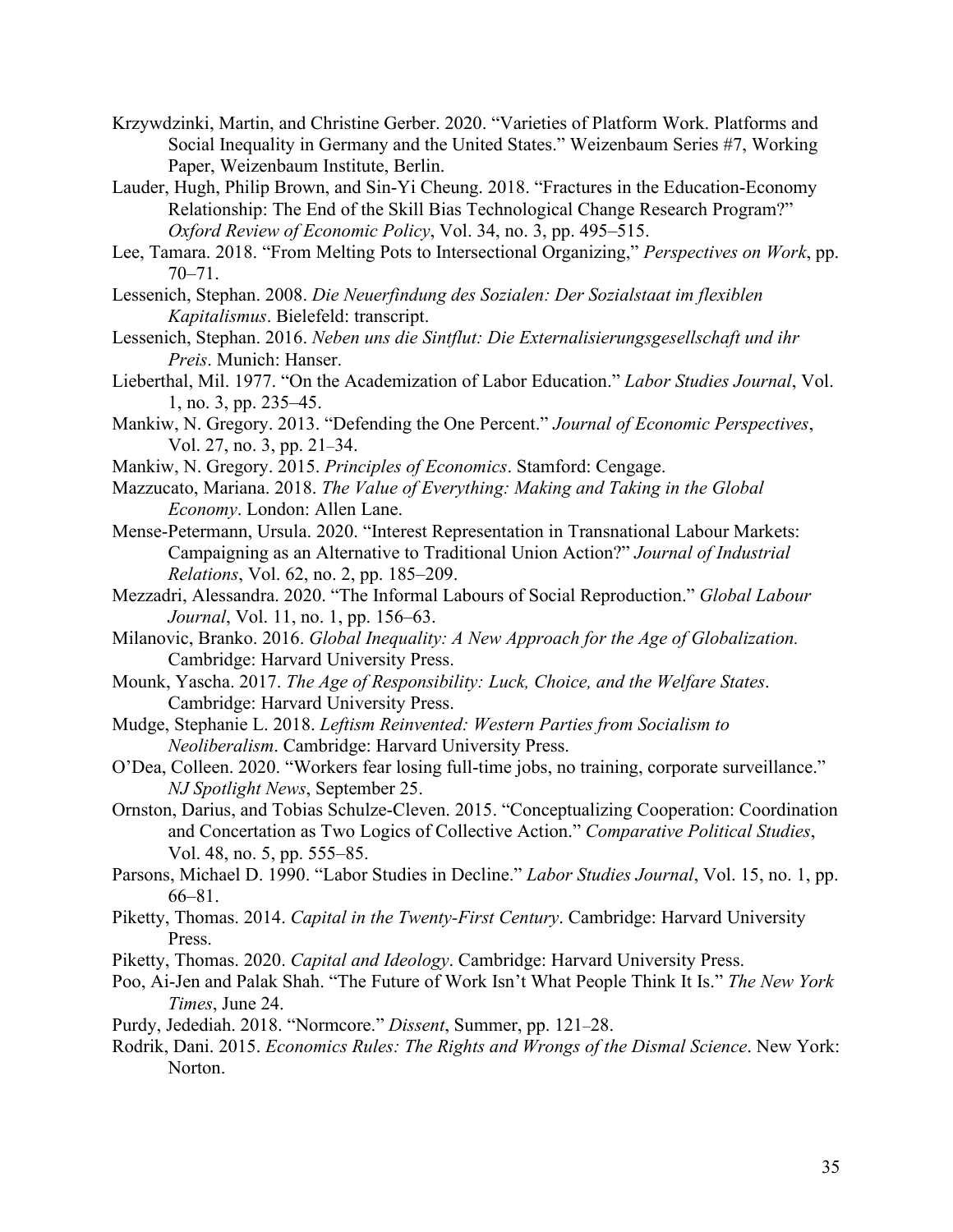Krzywdzinki, Martin, and Christine Gerber. 2020. "Varieties of Platform Work. Platforms and Social Inequality in Germany and the United States." Weizenbaum Series #7, Working Paper, Weizenbaum Institute, Berlin.

Lauder, Hugh, Philip Brown, and Sin-Yi Cheung. 2018. "Fractures in the Education-Economy Relationship: The End of the Skill Bias Technological Change Research Program?" *Oxford Review of Economic Policy*, Vol. 34, no. 3, pp. 495–515.

Lee, Tamara. 2018. "From Melting Pots to Intersectional Organizing," *Perspectives on Work*, pp. 70–71.

Lessenich, Stephan. 2008. *Die Neuerfindung des Sozialen: Der Sozialstaat im flexiblen Kapitalismus*. Bielefeld: transcript.

Lessenich, Stephan. 2016. *Neben uns die Sintflut: Die Externalisierungsgesellschaft und ihr Preis*. Munich: Hanser.

Lieberthal, Mil. 1977. "On the Academization of Labor Education." *Labor Studies Journal*, Vol. 1, no. 3, pp. 235–45.

Mankiw, N. Gregory. 2013. "Defending the One Percent." *Journal of Economic Perspectives*, Vol. 27, no. 3, pp. 21–34.

Mankiw, N. Gregory. 2015. *Principles of Economics*. Stamford: Cengage.

Mazzucato, Mariana. 2018. *The Value of Everything: Making and Taking in the Global Economy*. London: Allen Lane.

Mense-Petermann, Ursula. 2020. "Interest Representation in Transnational Labour Markets: Campaigning as an Alternative to Traditional Union Action?" *Journal of Industrial Relations*, Vol. 62, no. 2, pp. 185–209.

Mezzadri, Alessandra. 2020. "The Informal Labours of Social Reproduction." *Global Labour Journal*, Vol. 11, no. 1, pp. 156–63.

Milanovic, Branko. 2016. *Global Inequality: A New Approach for the Age of Globalization.* Cambridge: Harvard University Press.

Mounk, Yascha. 2017. *The Age of Responsibility: Luck, Choice, and the Welfare States*. Cambridge: Harvard University Press.

Mudge, Stephanie L. 2018. *Leftism Reinvented: Western Parties from Socialism to Neoliberalism*. Cambridge: Harvard University Press.

O'Dea, Colleen. 2020. "Workers fear losing full-time jobs, no training, corporate surveillance." *NJ Spotlight News*, September 25.

Ornston, Darius, and Tobias Schulze-Cleven. 2015. "Conceptualizing Cooperation: Coordination and Concertation as Two Logics of Collective Action." *Comparative Political Studies*, Vol. 48, no. 5, pp. 555–85.

Parsons, Michael D. 1990. "Labor Studies in Decline." *Labor Studies Journal*, Vol. 15, no. 1, pp. 66–81.

Piketty, Thomas. 2014. *Capital in the Twenty-First Century*. Cambridge: Harvard University Press.

Piketty, Thomas. 2020. *Capital and Ideology*. Cambridge: Harvard University Press.

Poo, Ai-Jen and Palak Shah. "The Future of Work Isn't What People Think It Is." *The New York Times*, June 24.

Purdy, Jedediah. 2018. "Normcore." *Dissent*, Summer, pp. 121–28.

Rodrik, Dani. 2015. *Economics Rules: The Rights and Wrongs of the Dismal Science*. New York: Norton.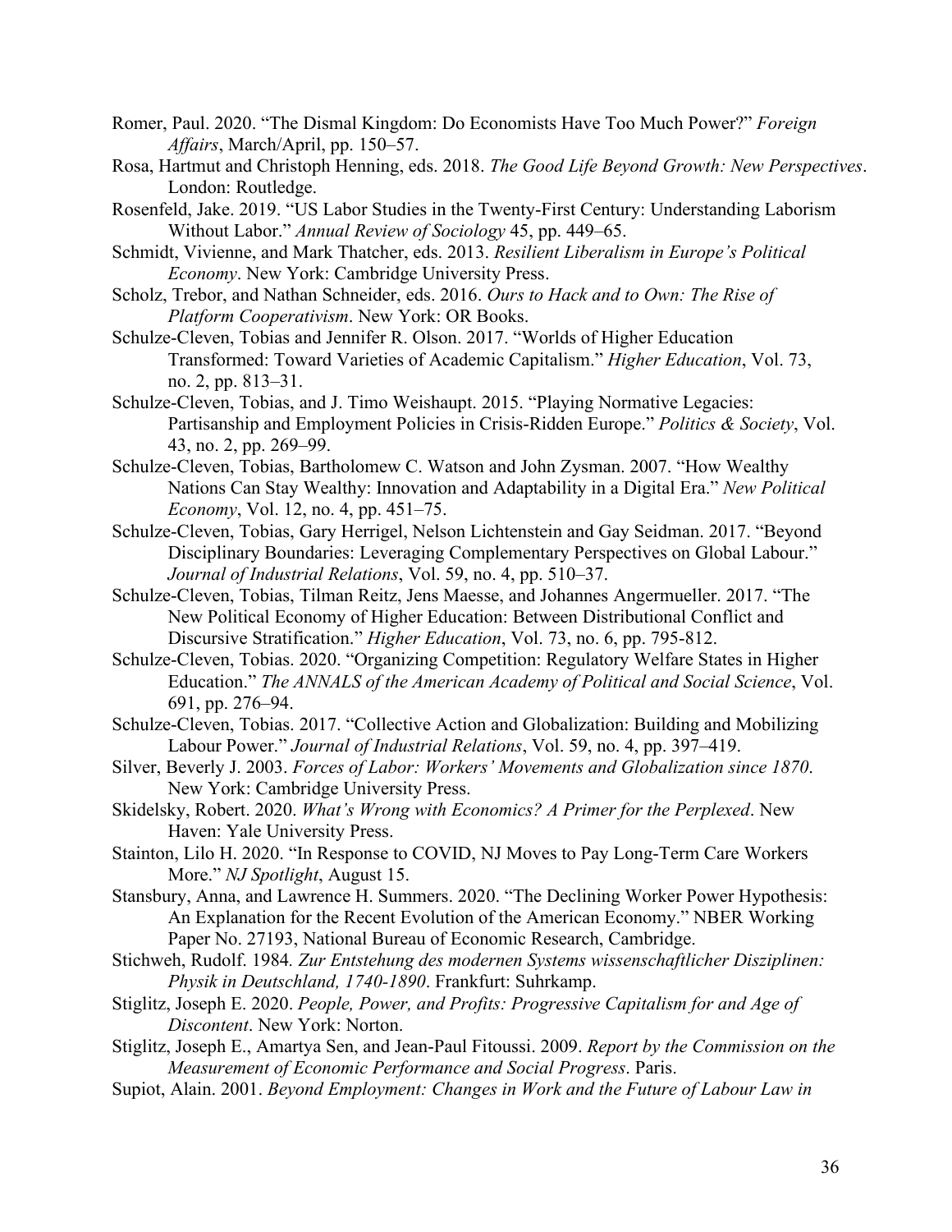Romer, Paul. 2020. "The Dismal Kingdom: Do Economists Have Too Much Power?" *Foreign Affairs*, March/April, pp. 150–57.

Rosa, Hartmut and Christoph Henning, eds. 2018. *The Good Life Beyond Growth: New Perspectives*. London: Routledge.

Rosenfeld, Jake. 2019. "US Labor Studies in the Twenty-First Century: Understanding Laborism Without Labor." *Annual Review of Sociology* 45, pp. 449–65.

Schmidt, Vivienne, and Mark Thatcher, eds. 2013. *Resilient Liberalism in Europe's Political Economy*. New York: Cambridge University Press.

Scholz, Trebor, and Nathan Schneider, eds. 2016. *Ours to Hack and to Own: The Rise of Platform Cooperativism*. New York: OR Books.

Schulze-Cleven, Tobias and Jennifer R. Olson. 2017. "Worlds of Higher Education Transformed: Toward Varieties of Academic Capitalism." *Higher Education*, Vol. 73, no. 2, pp. 813–31.

Schulze-Cleven, Tobias, and J. Timo Weishaupt. 2015. "Playing Normative Legacies: Partisanship and Employment Policies in Crisis-Ridden Europe." *Politics & Society*, Vol. 43, no. 2, pp. 269–99.

Schulze-Cleven, Tobias, Bartholomew C. Watson and John Zysman. 2007. "How Wealthy Nations Can Stay Wealthy: Innovation and Adaptability in a Digital Era." *New Political Economy*, Vol. 12, no. 4, pp. 451–75.

Schulze-Cleven, Tobias, Gary Herrigel, Nelson Lichtenstein and Gay Seidman. 2017. "Beyond Disciplinary Boundaries: Leveraging Complementary Perspectives on Global Labour." *Journal of Industrial Relations*, Vol. 59, no. 4, pp. 510–37.

Schulze-Cleven, Tobias, Tilman Reitz, Jens Maesse, and Johannes Angermueller. 2017. "The New Political Economy of Higher Education: Between Distributional Conflict and Discursive Stratification." *Higher Education*, Vol. 73, no. 6, pp. 795-812.

Schulze-Cleven, Tobias. 2020. "Organizing Competition: Regulatory Welfare States in Higher Education." *The ANNALS of the American Academy of Political and Social Science*, Vol. 691, pp. 276–94.

Schulze-Cleven, Tobias. 2017. "Collective Action and Globalization: Building and Mobilizing Labour Power." *Journal of Industrial Relations*, Vol. 59, no. 4, pp. 397–419.

Silver, Beverly J. 2003. *Forces of Labor: Workers' Movements and Globalization since 1870*. New York: Cambridge University Press.

Skidelsky, Robert. 2020. *What's Wrong with Economics? A Primer for the Perplexed*. New Haven: Yale University Press.

Stainton, Lilo H. 2020. "In Response to COVID, NJ Moves to Pay Long-Term Care Workers More." *NJ Spotlight*, August 15.

Stansbury, Anna, and Lawrence H. Summers. 2020. "The Declining Worker Power Hypothesis: An Explanation for the Recent Evolution of the American Economy." NBER Working Paper No. 27193, National Bureau of Economic Research, Cambridge.

Stichweh, Rudolf. 1984. *Zur Entstehung des modernen Systems wissenschaftlicher Disziplinen: Physik in Deutschland, 1740-1890*. Frankfurt: Suhrkamp.

Stiglitz, Joseph E. 2020. *People, Power, and Profits: Progressive Capitalism for and Age of Discontent*. New York: Norton.

Stiglitz, Joseph E., Amartya Sen, and Jean-Paul Fitoussi. 2009. *Report by the Commission on the Measurement of Economic Performance and Social Progress*. Paris.

Supiot, Alain. 2001. *Beyond Employment: Changes in Work and the Future of Labour Law in*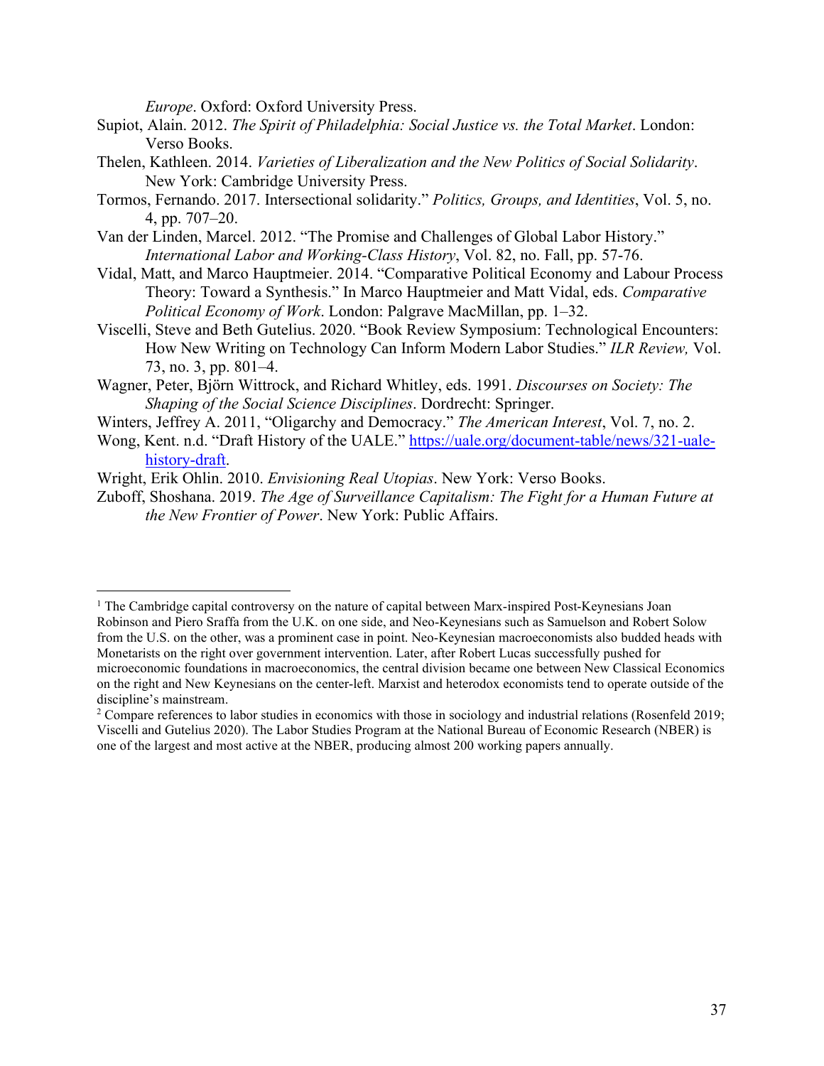Europe*. Oxford: Oxford University Press.

Supiot, Alain. 2012. *The Spirit of Philadelphia: Social Justice vs. the Total Market*. London: Verso Books.

Thelen, Kathleen. 2014. *Varieties of Liberalization and the New Politics of Social Solidarity*. New York: Cambridge University Press.

Tormos, Fernando. 2017. Intersectional solidarity." *Politics, Groups, and Identities*, Vol. 5, no. 4, pp. 707–20.

Van der Linden, Marcel. 2012. "The Promise and Challenges of Global Labor History." *International Labor and Working-Class History*, Vol. 82, no. Fall, pp. 57-76.

Vidal, Matt, and Marco Hauptmeier. 2014. "Comparative Political Economy and Labour Process Theory: Toward a Synthesis." In Marco Hauptmeier and Matt Vidal, eds. *Comparative Political Economy of Work*. London: Palgrave MacMillan, pp. 1–32.

Viscelli, Steve and Beth Gutelius. 2020. "Book Review Symposium: Technological Encounters: How New Writing on Technology Can Inform Modern Labor Studies." *ILR Review,* Vol. 73, no. 3, pp. 801–4.

Wagner, Peter, Björn Wittrock, and Richard Whitley, eds. 1991. *Discourses on Society: The Shaping of the Social Science Disciplines*. Dordrecht: Springer.

Winters, Jeffrey A. 2011, "Oligarchy and Democracy." *The American Interest*, Vol. 7, no. 2.

Wong, Kent. n.d. "Draft History of the UALE." https://uale.org/document-table/news/321-uale-history-draft.

Wright, Erik Ohlin. 2010. *Envisioning Real Utopias*. New York: Verso Books.

Zuboff, Shoshana. 2019. *The Age of Surveillance Capitalism: The Fight for a Human Future at the New Frontier of Power*. New York: Public Affairs.

---

[1] The Cambridge capital controversy on the nature of capital between Marx-inspired Post-Keynesians Joan Robinson and Piero Sraffa from the U.K. on one side, and Neo-Keynesians such as Samuelson and Robert Solow from the U.S. on the other, was a prominent case in point. Neo-Keynesian macroeconomists also budded heads with Monetarists on the right over government intervention. Later, after Robert Lucas successfully pushed for microeconomic foundations in macroeconomics, the central division became one between New Classical Economics on the right and New Keynesians on the center-left. Marxist and heterodox economists tend to operate outside of the discipline's mainstream.

[2] Compare references to labor studies in economics with those in sociology and industrial relations (Rosenfeld 2019; Viscelli and Gutelius 2020). The Labor Studies Program at the National Bureau of Economic Research (NBER) is one of the largest and most active at the NBER, producing almost 200 working papers annually.